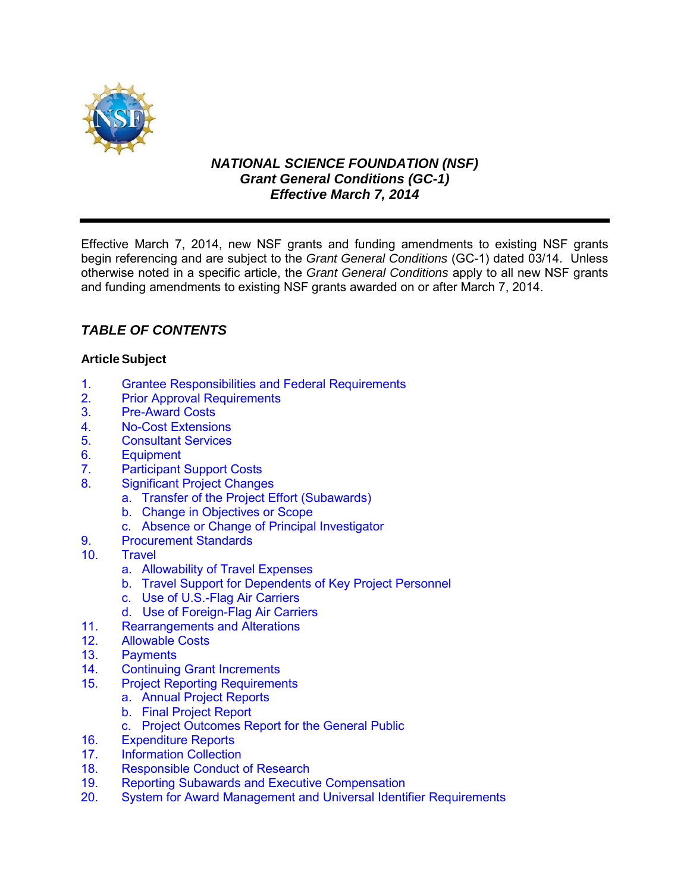***NATIONAL SCIENCE FOUNDATION (NSF)***
***Grant General Conditions (GC-1)***
***Effective March 7, 2014***

---

Effective March 7, 2014, new NSF grants and funding amendments to existing NSF grants begin referencing and are subject to the *Grant General Conditions* (GC-1) dated 03/14. Unless otherwise noted in a specific article, the *Grant General Conditions* apply to all new NSF grants and funding amendments to existing NSF grants awarded on or after March 7, 2014.

## *TABLE OF CONTENTS*

**Article Subject**

1. Grantee Responsibilities and Federal Requirements
2. Prior Approval Requirements
3. Pre-Award Costs
4. No-Cost Extensions
5. Consultant Services
6. Equipment
7. Participant Support Costs
8. Significant Project Changes
   a. Transfer of the Project Effort (Subawards)
   b. Change in Objectives or Scope
   c. Absence or Change of Principal Investigator
9. Procurement Standards
10. Travel
    a. Allowability of Travel Expenses
    b. Travel Support for Dependents of Key Project Personnel
    c. Use of U.S.-Flag Air Carriers
    d. Use of Foreign-Flag Air Carriers
11. Rearrangements and Alterations
12. Allowable Costs
13. Payments
14. Continuing Grant Increments
15. Project Reporting Requirements
    a. Annual Project Reports
    b. Final Project Report
    c. Project Outcomes Report for the General Public
16. Expenditure Reports
17. Information Collection
18. Responsible Conduct of Research
19. Reporting Subawards and Executive Compensation
20. System for Award Management and Universal Identifier Requirements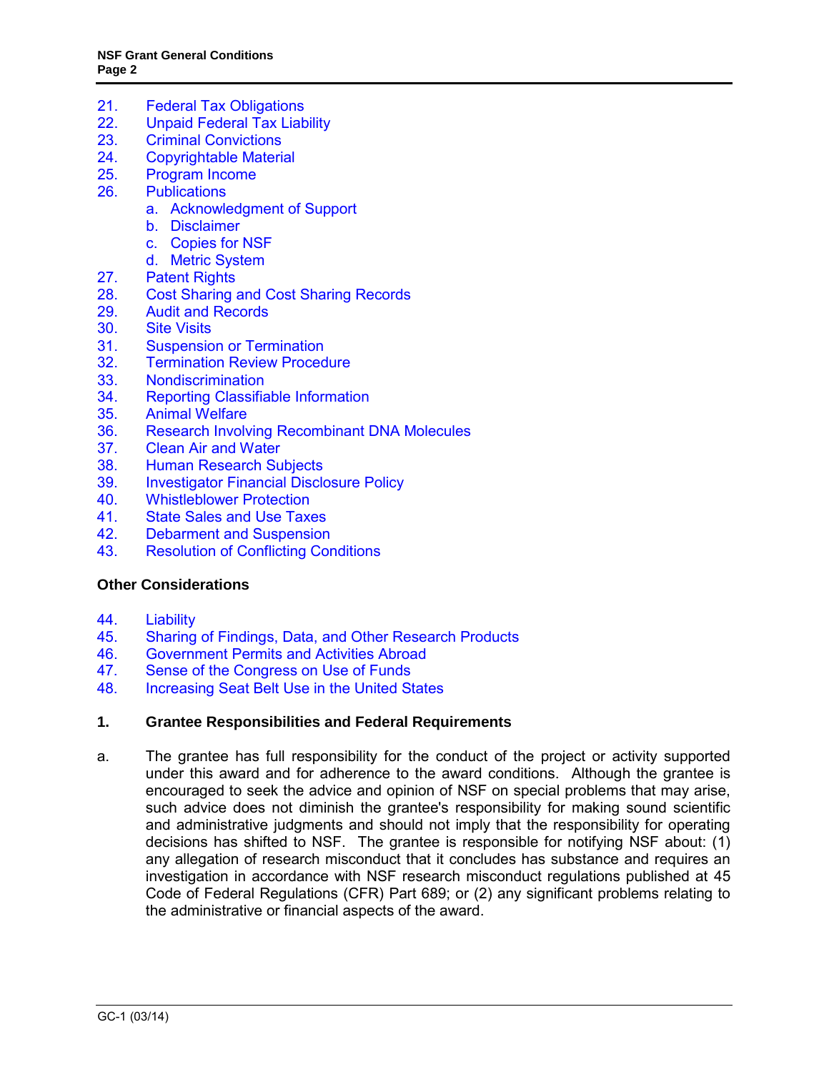21. Federal Tax Obligations
22. Unpaid Federal Tax Liability
23. Criminal Convictions
24. Copyrightable Material
25. Program Income
26. Publications
    - a. Acknowledgment of Support
    - b. Disclaimer
    - c. Copies for NSF
    - d. Metric System
27. Patent Rights
28. Cost Sharing and Cost Sharing Records
29. Audit and Records
30. Site Visits
31. Suspension or Termination
32. Termination Review Procedure
33. Nondiscrimination
34. Reporting Classifiable Information
35. Animal Welfare
36. Research Involving Recombinant DNA Molecules
37. Clean Air and Water
38. Human Research Subjects
39. Investigator Financial Disclosure Policy
40. Whistleblower Protection
41. State Sales and Use Taxes
42. Debarment and Suspension
43. Resolution of Conflicting Conditions

**Other Considerations**

44. Liability
45. Sharing of Findings, Data, and Other Research Products
46. Government Permits and Activities Abroad
47. Sense of the Congress on Use of Funds
48. Increasing Seat Belt Use in the United States

## 1. Grantee Responsibilities and Federal Requirements

a. The grantee has full responsibility for the conduct of the project or activity supported under this award and for adherence to the award conditions. Although the grantee is encouraged to seek the advice and opinion of NSF on special problems that may arise, such advice does not diminish the grantee's responsibility for making sound scientific and administrative judgments and should not imply that the responsibility for operating decisions has shifted to NSF. The grantee is responsible for notifying NSF about: (1) any allegation of research misconduct that it concludes has substance and requires an investigation in accordance with NSF research misconduct regulations published at 45 Code of Federal Regulations (CFR) Part 689; or (2) any significant problems relating to the administrative or financial aspects of the award.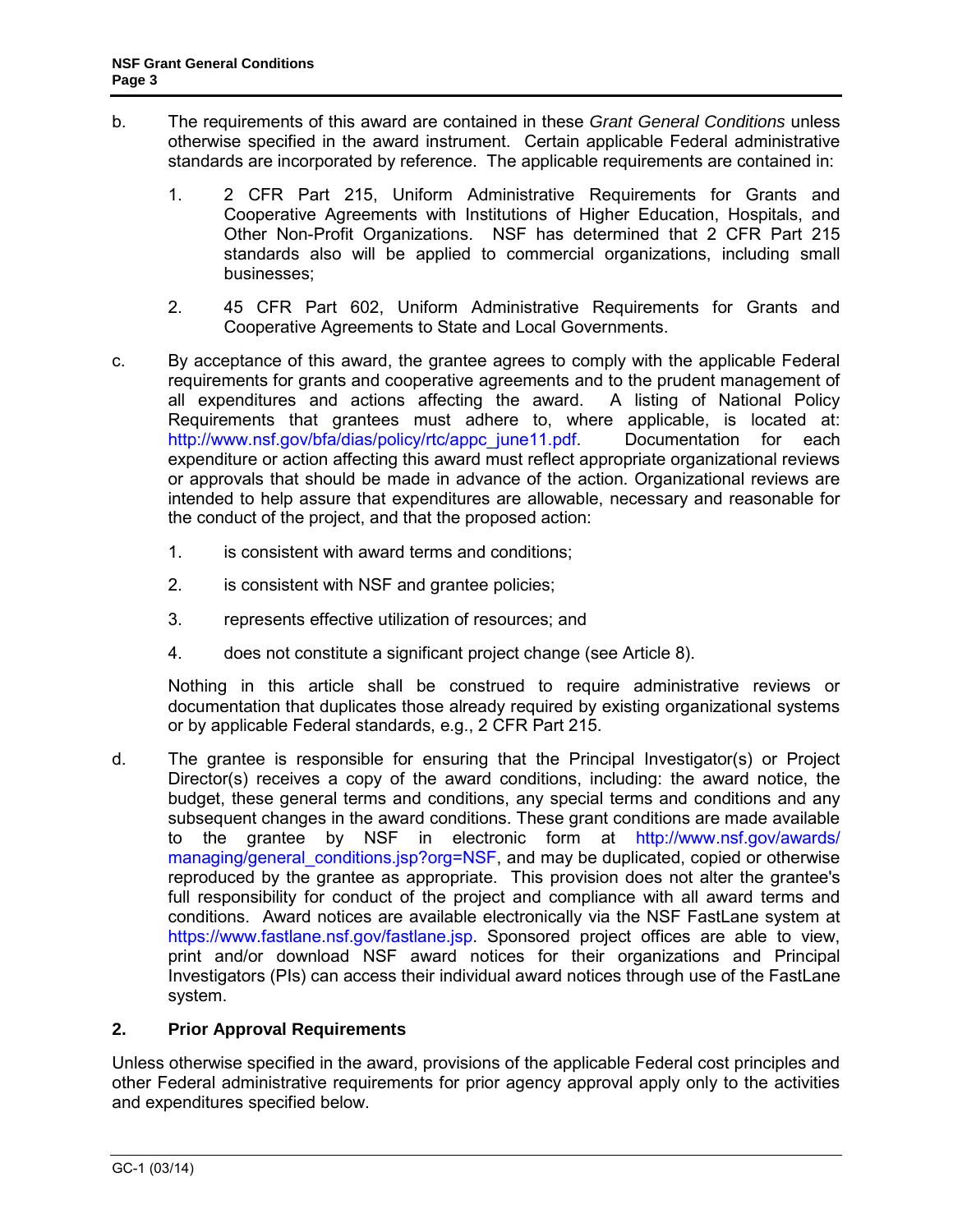b. The requirements of this award are contained in these *Grant General Conditions* unless otherwise specified in the award instrument. Certain applicable Federal administrative standards are incorporated by reference. The applicable requirements are contained in:

   1. 2 CFR Part 215, Uniform Administrative Requirements for Grants and Cooperative Agreements with Institutions of Higher Education, Hospitals, and Other Non-Profit Organizations. NSF has determined that 2 CFR Part 215 standards also will be applied to commercial organizations, including small businesses;

   2. 45 CFR Part 602, Uniform Administrative Requirements for Grants and Cooperative Agreements to State and Local Governments.

c. By acceptance of this award, the grantee agrees to comply with the applicable Federal requirements for grants and cooperative agreements and to the prudent management of all expenditures and actions affecting the award. A listing of National Policy Requirements that grantees must adhere to, where applicable, is located at: http://www.nsf.gov/bfa/dias/policy/rtc/appc_june11.pdf. Documentation for each expenditure or action affecting this award must reflect appropriate organizational reviews or approvals that should be made in advance of the action. Organizational reviews are intended to help assure that expenditures are allowable, necessary and reasonable for the conduct of the project, and that the proposed action:

   1. is consistent with award terms and conditions;

   2. is consistent with NSF and grantee policies;

   3. represents effective utilization of resources; and

   4. does not constitute a significant project change (see Article 8).

   Nothing in this article shall be construed to require administrative reviews or documentation that duplicates those already required by existing organizational systems or by applicable Federal standards, e.g., 2 CFR Part 215.

d. The grantee is responsible for ensuring that the Principal Investigator(s) or Project Director(s) receives a copy of the award conditions, including: the award notice, the budget, these general terms and conditions, any special terms and conditions and any subsequent changes in the award conditions. These grant conditions are made available to the grantee by NSF in electronic form at http://www.nsf.gov/awards/managing/general_conditions.jsp?org=NSF, and may be duplicated, copied or otherwise reproduced by the grantee as appropriate. This provision does not alter the grantee's full responsibility for conduct of the project and compliance with all award terms and conditions. Award notices are available electronically via the NSF FastLane system at https://www.fastlane.nsf.gov/fastlane.jsp. Sponsored project offices are able to view, print and/or download NSF award notices for their organizations and Principal Investigators (PIs) can access their individual award notices through use of the FastLane system.

## 2. Prior Approval Requirements

Unless otherwise specified in the award, provisions of the applicable Federal cost principles and other Federal administrative requirements for prior agency approval apply only to the activities and expenditures specified below.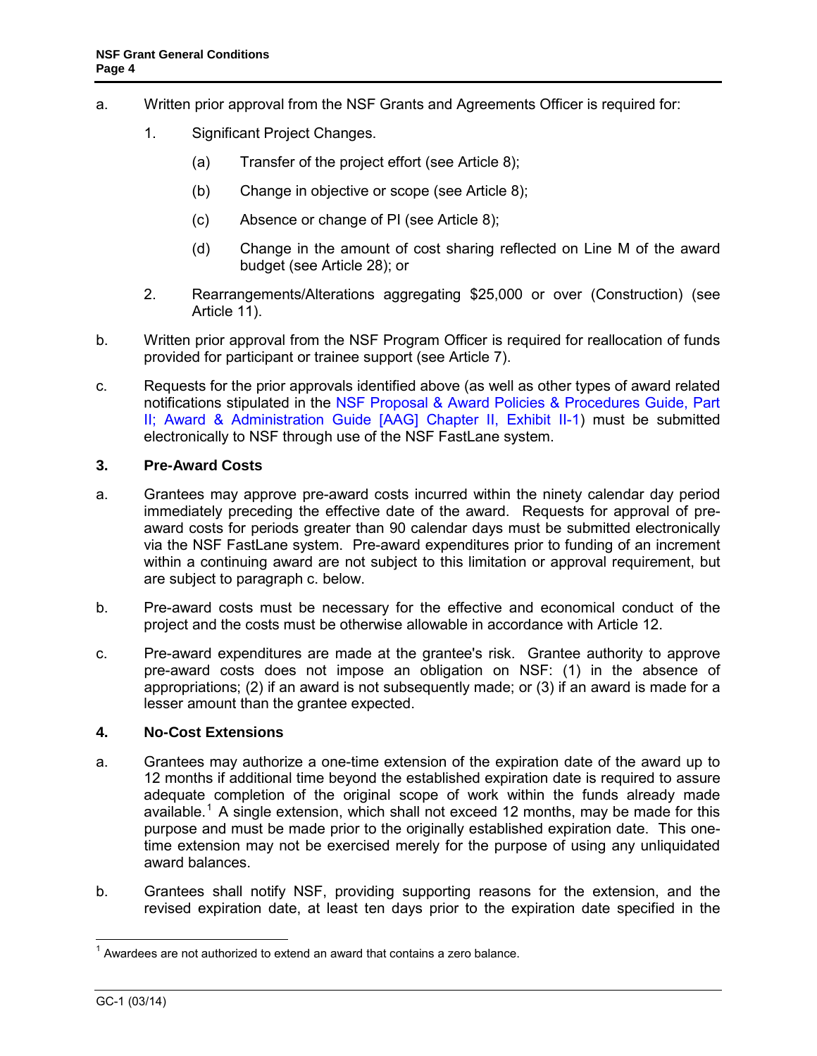a. Written prior approval from the NSF Grants and Agreements Officer is required for:

   1. Significant Project Changes.

      (a) Transfer of the project effort (see Article 8);

      (b) Change in objective or scope (see Article 8);

      (c) Absence or change of PI (see Article 8);

      (d) Change in the amount of cost sharing reflected on Line M of the award budget (see Article 28); or

   2. Rearrangements/Alterations aggregating $25,000 or over (Construction) (see Article 11).

b. Written prior approval from the NSF Program Officer is required for reallocation of funds provided for participant or trainee support (see Article 7).

c. Requests for the prior approvals identified above (as well as other types of award related notifications stipulated in the NSF Proposal & Award Policies & Procedures Guide, Part II; Award & Administration Guide [AAG] Chapter II, Exhibit II-1) must be submitted electronically to NSF through use of the NSF FastLane system.

### 3. Pre-Award Costs

a. Grantees may approve pre-award costs incurred within the ninety calendar day period immediately preceding the effective date of the award. Requests for approval of pre-award costs for periods greater than 90 calendar days must be submitted electronically via the NSF FastLane system. Pre-award expenditures prior to funding of an increment within a continuing award are not subject to this limitation or approval requirement, but are subject to paragraph c. below.

b. Pre-award costs must be necessary for the effective and economical conduct of the project and the costs must be otherwise allowable in accordance with Article 12.

c. Pre-award expenditures are made at the grantee's risk. Grantee authority to approve pre-award costs does not impose an obligation on NSF: (1) in the absence of appropriations; (2) if an award is not subsequently made; or (3) if an award is made for a lesser amount than the grantee expected.

### 4. No-Cost Extensions

a. Grantees may authorize a one-time extension of the expiration date of the award up to 12 months if additional time beyond the established expiration date is required to assure adequate completion of the original scope of work within the funds already made available.[1] A single extension, which shall not exceed 12 months, may be made for this purpose and must be made prior to the originally established expiration date. This one-time extension may not be exercised merely for the purpose of using any unliquidated award balances.

b. Grantees shall notify NSF, providing supporting reasons for the extension, and the revised expiration date, at least ten days prior to the expiration date specified in the

---

[1] Awardees are not authorized to extend an award that contains a zero balance.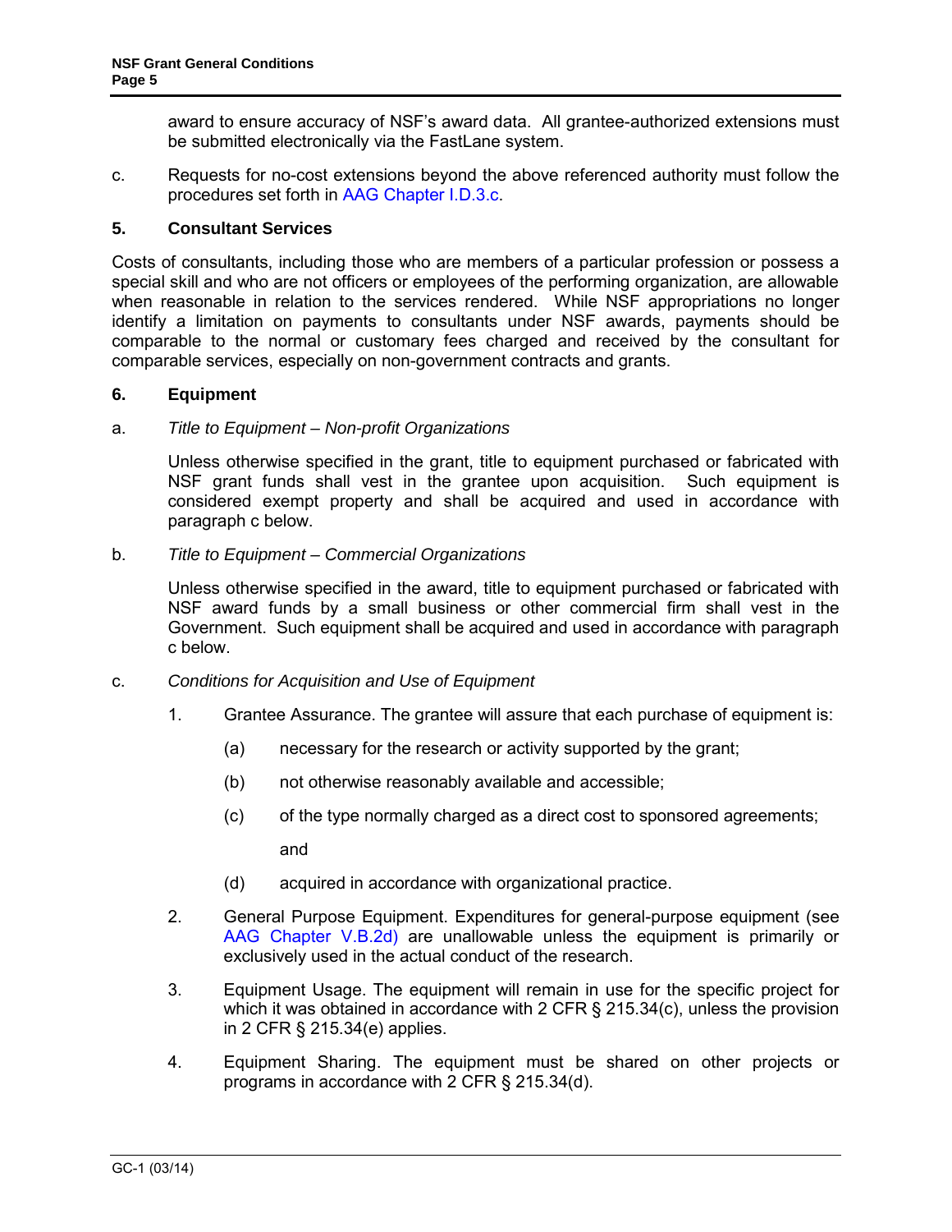award to ensure accuracy of NSF's award data. All grantee-authorized extensions must be submitted electronically via the FastLane system.

c. Requests for no-cost extensions beyond the above referenced authority must follow the procedures set forth in AAG Chapter I.D.3.c.

### 5. Consultant Services

Costs of consultants, including those who are members of a particular profession or possess a special skill and who are not officers or employees of the performing organization, are allowable when reasonable in relation to the services rendered. While NSF appropriations no longer identify a limitation on payments to consultants under NSF awards, payments should be comparable to the normal or customary fees charged and received by the consultant for comparable services, especially on non-government contracts and grants.

### 6. Equipment

a. *Title to Equipment – Non-profit Organizations*

Unless otherwise specified in the grant, title to equipment purchased or fabricated with NSF grant funds shall vest in the grantee upon acquisition. Such equipment is considered exempt property and shall be acquired and used in accordance with paragraph c below.

b. *Title to Equipment – Commercial Organizations*

Unless otherwise specified in the award, title to equipment purchased or fabricated with NSF award funds by a small business or other commercial firm shall vest in the Government. Such equipment shall be acquired and used in accordance with paragraph c below.

c. *Conditions for Acquisition and Use of Equipment*

1. Grantee Assurance. The grantee will assure that each purchase of equipment is:

   (a) necessary for the research or activity supported by the grant;

   (b) not otherwise reasonably available and accessible;

   (c) of the type normally charged as a direct cost to sponsored agreements; and

   (d) acquired in accordance with organizational practice.

2. General Purpose Equipment. Expenditures for general-purpose equipment (see AAG Chapter V.B.2d) are unallowable unless the equipment is primarily or exclusively used in the actual conduct of the research.

3. Equipment Usage. The equipment will remain in use for the specific project for which it was obtained in accordance with 2 CFR § 215.34(c), unless the provision in 2 CFR § 215.34(e) applies.

4. Equipment Sharing. The equipment must be shared on other projects or programs in accordance with 2 CFR § 215.34(d).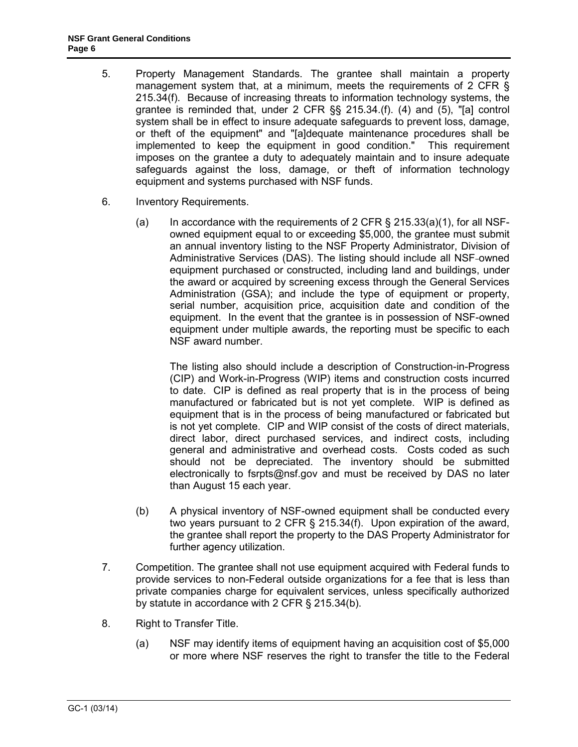5. Property Management Standards. The grantee shall maintain a property management system that, at a minimum, meets the requirements of 2 CFR § 215.34(f). Because of increasing threats to information technology systems, the grantee is reminded that, under 2 CFR §§ 215.34.(f). (4) and (5), "[a] control system shall be in effect to insure adequate safeguards to prevent loss, damage, or theft of the equipment" and "[a]dequate maintenance procedures shall be implemented to keep the equipment in good condition." This requirement imposes on the grantee a duty to adequately maintain and to insure adequate safeguards against the loss, damage, or theft of information technology equipment and systems purchased with NSF funds.

6. Inventory Requirements.

   (a) In accordance with the requirements of 2 CFR § 215.33(a)(1), for all NSF-owned equipment equal to or exceeding $5,000, the grantee must submit an annual inventory listing to the NSF Property Administrator, Division of Administrative Services (DAS). The listing should include all NSF-owned equipment purchased or constructed, including land and buildings, under the award or acquired by screening excess through the General Services Administration (GSA); and include the type of equipment or property, serial number, acquisition price, acquisition date and condition of the equipment. In the event that the grantee is in possession of NSF-owned equipment under multiple awards, the reporting must be specific to each NSF award number.

   The listing also should include a description of Construction-in-Progress (CIP) and Work-in-Progress (WIP) items and construction costs incurred to date. CIP is defined as real property that is in the process of being manufactured or fabricated but is not yet complete. WIP is defined as equipment that is in the process of being manufactured or fabricated but is not yet complete. CIP and WIP consist of the costs of direct materials, direct labor, direct purchased services, and indirect costs, including general and administrative and overhead costs. Costs coded as such should not be depreciated. The inventory should be submitted electronically to fsrpts@nsf.gov and must be received by DAS no later than August 15 each year.

   (b) A physical inventory of NSF-owned equipment shall be conducted every two years pursuant to 2 CFR § 215.34(f). Upon expiration of the award, the grantee shall report the property to the DAS Property Administrator for further agency utilization.

7. Competition. The grantee shall not use equipment acquired with Federal funds to provide services to non-Federal outside organizations for a fee that is less than private companies charge for equivalent services, unless specifically authorized by statute in accordance with 2 CFR § 215.34(b).

8. Right to Transfer Title.

   (a) NSF may identify items of equipment having an acquisition cost of $5,000 or more where NSF reserves the right to transfer the title to the Federal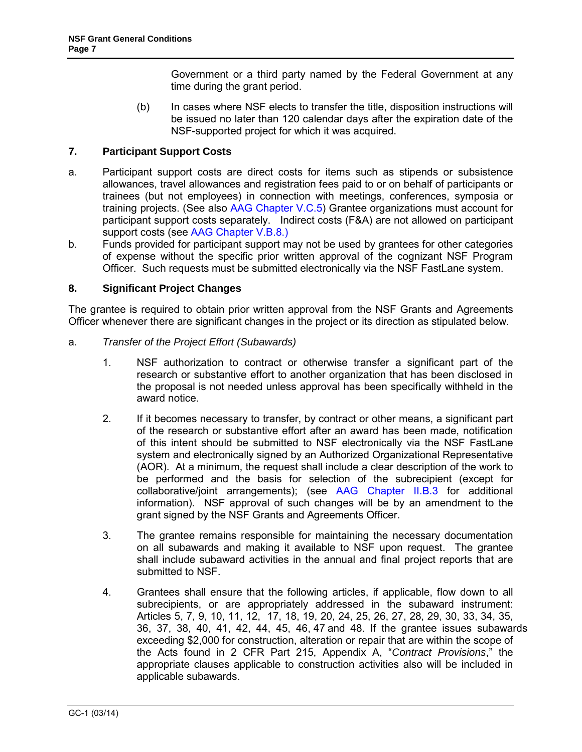Government or a third party named by the Federal Government at any time during the grant period.

(b) In cases where NSF elects to transfer the title, disposition instructions will be issued no later than 120 calendar days after the expiration date of the NSF-supported project for which it was acquired.

### 7. Participant Support Costs

a. Participant support costs are direct costs for items such as stipends or subsistence allowances, travel allowances and registration fees paid to or on behalf of participants or trainees (but not employees) in connection with meetings, conferences, symposia or training projects. (See also AAG Chapter V.C.5) Grantee organizations must account for participant support costs separately. Indirect costs (F&A) are not allowed on participant support costs (see AAG Chapter V.B.8.)

b. Funds provided for participant support may not be used by grantees for other categories of expense without the specific prior written approval of the cognizant NSF Program Officer. Such requests must be submitted electronically via the NSF FastLane system.

### 8. Significant Project Changes

The grantee is required to obtain prior written approval from the NSF Grants and Agreements Officer whenever there are significant changes in the project or its direction as stipulated below.

a. *Transfer of the Project Effort (Subawards)*

1. NSF authorization to contract or otherwise transfer a significant part of the research or substantive effort to another organization that has been disclosed in the proposal is not needed unless approval has been specifically withheld in the award notice.

2. If it becomes necessary to transfer, by contract or other means, a significant part of the research or substantive effort after an award has been made, notification of this intent should be submitted to NSF electronically via the NSF FastLane system and electronically signed by an Authorized Organizational Representative (AOR). At a minimum, the request shall include a clear description of the work to be performed and the basis for selection of the subrecipient (except for collaborative/joint arrangements); (see AAG Chapter II.B.3 for additional information). NSF approval of such changes will be by an amendment to the grant signed by the NSF Grants and Agreements Officer.

3. The grantee remains responsible for maintaining the necessary documentation on all subawards and making it available to NSF upon request. The grantee shall include subaward activities in the annual and final project reports that are submitted to NSF.

4. Grantees shall ensure that the following articles, if applicable, flow down to all subrecipients, or are appropriately addressed in the subaward instrument: Articles 5, 7, 9, 10, 11, 12, 17, 18, 19, 20, 24, 25, 26, 27, 28, 29, 30, 33, 34, 35, 36, 37, 38, 40, 41, 42, 44, 45, 46, 47 and 48. If the grantee issues subawards exceeding $2,000 for construction, alteration or repair that are within the scope of the Acts found in 2 CFR Part 215, Appendix A, "*Contract Provisions*," the appropriate clauses applicable to construction activities also will be included in applicable subawards.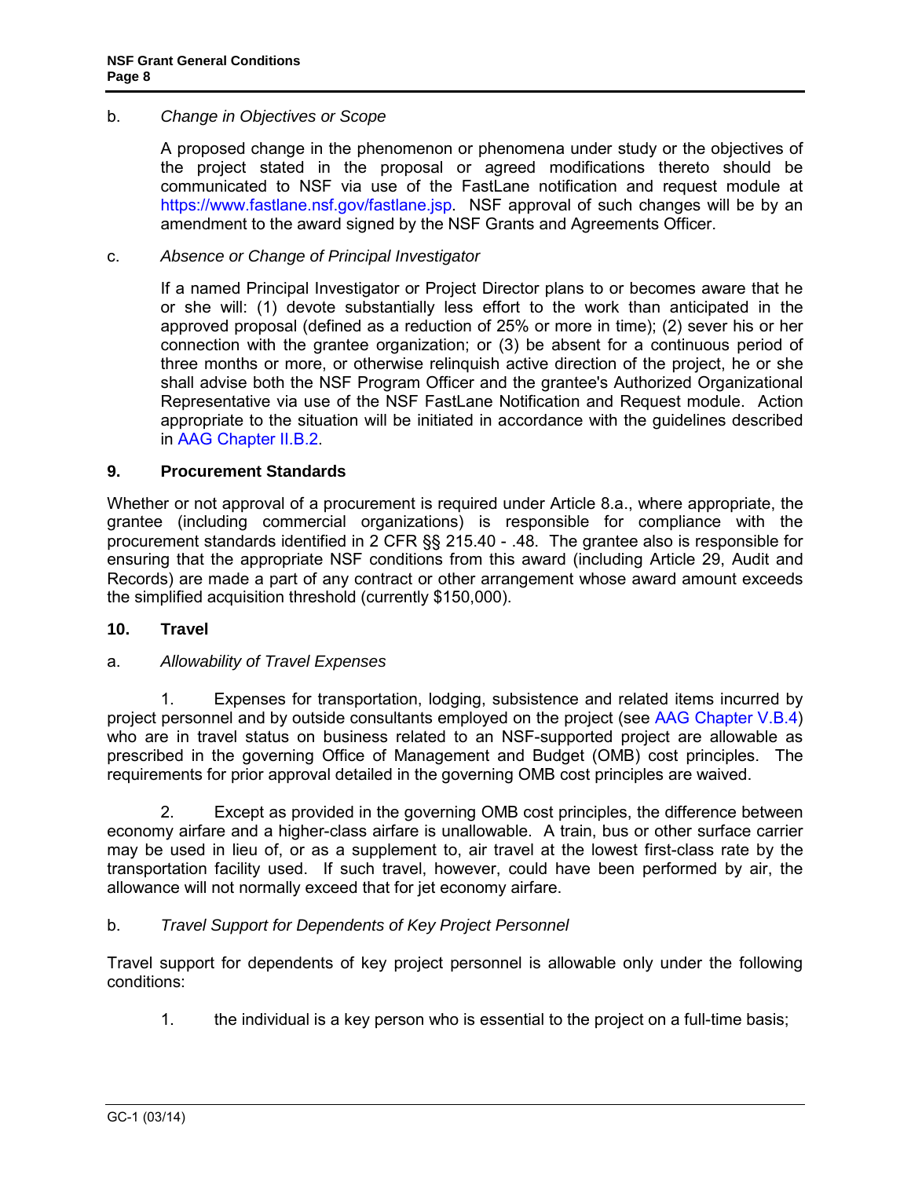b. *Change in Objectives or Scope*

A proposed change in the phenomenon or phenomena under study or the objectives of the project stated in the proposal or agreed modifications thereto should be communicated to NSF via use of the FastLane notification and request module at https://www.fastlane.nsf.gov/fastlane.jsp. NSF approval of such changes will be by an amendment to the award signed by the NSF Grants and Agreements Officer.

c. *Absence or Change of Principal Investigator*

If a named Principal Investigator or Project Director plans to or becomes aware that he or she will: (1) devote substantially less effort to the work than anticipated in the approved proposal (defined as a reduction of 25% or more in time); (2) sever his or her connection with the grantee organization; or (3) be absent for a continuous period of three months or more, or otherwise relinquish active direction of the project, he or she shall advise both the NSF Program Officer and the grantee's Authorized Organizational Representative via use of the NSF FastLane Notification and Request module. Action appropriate to the situation will be initiated in accordance with the guidelines described in AAG Chapter II.B.2.

### 9. Procurement Standards

Whether or not approval of a procurement is required under Article 8.a., where appropriate, the grantee (including commercial organizations) is responsible for compliance with the procurement standards identified in 2 CFR §§ 215.40 - .48. The grantee also is responsible for ensuring that the appropriate NSF conditions from this award (including Article 29, Audit and Records) are made a part of any contract or other arrangement whose award amount exceeds the simplified acquisition threshold (currently $150,000).

### 10. Travel

a. *Allowability of Travel Expenses*

1. Expenses for transportation, lodging, subsistence and related items incurred by project personnel and by outside consultants employed on the project (see AAG Chapter V.B.4) who are in travel status on business related to an NSF-supported project are allowable as prescribed in the governing Office of Management and Budget (OMB) cost principles. The requirements for prior approval detailed in the governing OMB cost principles are waived.

2. Except as provided in the governing OMB cost principles, the difference between economy airfare and a higher-class airfare is unallowable. A train, bus or other surface carrier may be used in lieu of, or as a supplement to, air travel at the lowest first-class rate by the transportation facility used. If such travel, however, could have been performed by air, the allowance will not normally exceed that for jet economy airfare.

b. *Travel Support for Dependents of Key Project Personnel*

Travel support for dependents of key project personnel is allowable only under the following conditions:

1. the individual is a key person who is essential to the project on a full-time basis;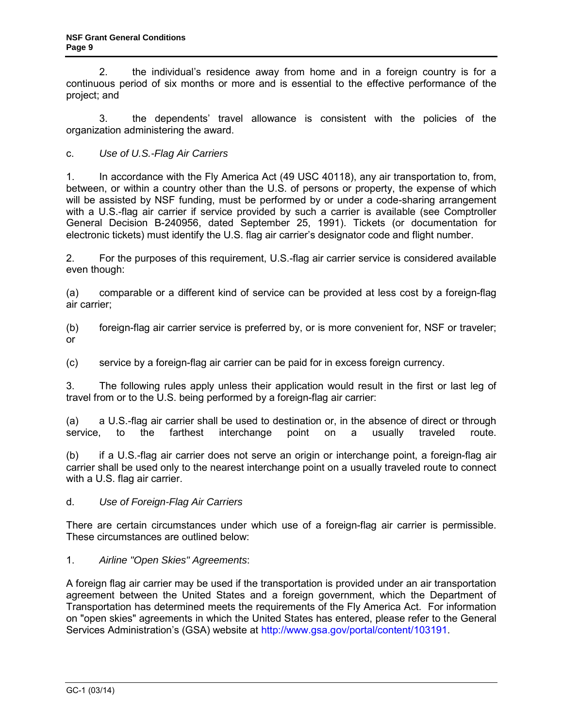2. the individual's residence away from home and in a foreign country is for a continuous period of six months or more and is essential to the effective performance of the project; and

3. the dependents' travel allowance is consistent with the policies of the organization administering the award.

c. *Use of U.S.-Flag Air Carriers*

1. In accordance with the Fly America Act (49 USC 40118), any air transportation to, from, between, or within a country other than the U.S. of persons or property, the expense of which will be assisted by NSF funding, must be performed by or under a code-sharing arrangement with a U.S.-flag air carrier if service provided by such a carrier is available (see Comptroller General Decision B-240956, dated September 25, 1991). Tickets (or documentation for electronic tickets) must identify the U.S. flag air carrier's designator code and flight number.

2. For the purposes of this requirement, U.S.-flag air carrier service is considered available even though:

(a) comparable or a different kind of service can be provided at less cost by a foreign-flag air carrier;

(b) foreign-flag air carrier service is preferred by, or is more convenient for, NSF or traveler; or

(c) service by a foreign-flag air carrier can be paid for in excess foreign currency.

3. The following rules apply unless their application would result in the first or last leg of travel from or to the U.S. being performed by a foreign-flag air carrier:

(a) a U.S.-flag air carrier shall be used to destination or, in the absence of direct or through service, to the farthest interchange point on a usually traveled route.

(b) if a U.S.-flag air carrier does not serve an origin or interchange point, a foreign-flag air carrier shall be used only to the nearest interchange point on a usually traveled route to connect with a U.S. flag air carrier.

d. *Use of Foreign-Flag Air Carriers*

There are certain circumstances under which use of a foreign-flag air carrier is permissible. These circumstances are outlined below:

1. *Airline "Open Skies" Agreements*:

A foreign flag air carrier may be used if the transportation is provided under an air transportation agreement between the United States and a foreign government, which the Department of Transportation has determined meets the requirements of the Fly America Act. For information on "open skies" agreements in which the United States has entered, please refer to the General Services Administration's (GSA) website at http://www.gsa.gov/portal/content/103191.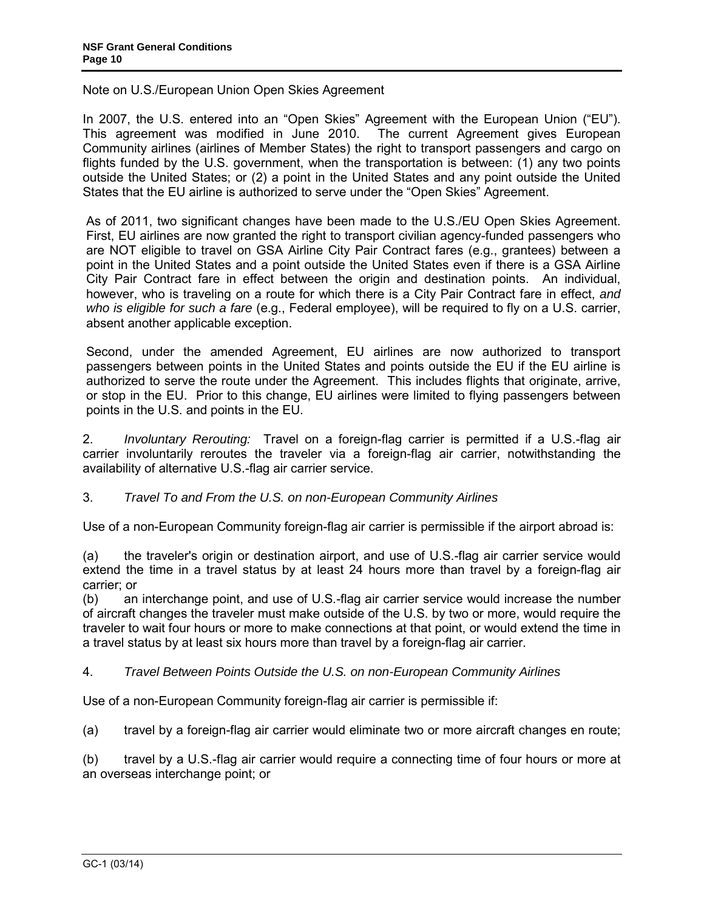Note on U.S./European Union Open Skies Agreement

In 2007, the U.S. entered into an "Open Skies" Agreement with the European Union ("EU"). This agreement was modified in June 2010. The current Agreement gives European Community airlines (airlines of Member States) the right to transport passengers and cargo on flights funded by the U.S. government, when the transportation is between: (1) any two points outside the United States; or (2) a point in the United States and any point outside the United States that the EU airline is authorized to serve under the "Open Skies" Agreement.

As of 2011, two significant changes have been made to the U.S./EU Open Skies Agreement. First, EU airlines are now granted the right to transport civilian agency-funded passengers who are NOT eligible to travel on GSA Airline City Pair Contract fares (e.g., grantees) between a point in the United States and a point outside the United States even if there is a GSA Airline City Pair Contract fare in effect between the origin and destination points. An individual, however, who is traveling on a route for which there is a City Pair Contract fare in effect, *and who is eligible for such a fare* (e.g., Federal employee), will be required to fly on a U.S. carrier, absent another applicable exception.

Second, under the amended Agreement, EU airlines are now authorized to transport passengers between points in the United States and points outside the EU if the EU airline is authorized to serve the route under the Agreement. This includes flights that originate, arrive, or stop in the EU. Prior to this change, EU airlines were limited to flying passengers between points in the U.S. and points in the EU.

2. *Involuntary Rerouting:* Travel on a foreign-flag carrier is permitted if a U.S.-flag air carrier involuntarily reroutes the traveler via a foreign-flag air carrier, notwithstanding the availability of alternative U.S.-flag air carrier service.

3. *Travel To and From the U.S. on non-European Community Airlines*

Use of a non-European Community foreign-flag air carrier is permissible if the airport abroad is:

(a) the traveler's origin or destination airport, and use of U.S.-flag air carrier service would extend the time in a travel status by at least 24 hours more than travel by a foreign-flag air carrier; or

(b) an interchange point, and use of U.S.-flag air carrier service would increase the number of aircraft changes the traveler must make outside of the U.S. by two or more, would require the traveler to wait four hours or more to make connections at that point, or would extend the time in a travel status by at least six hours more than travel by a foreign-flag air carrier.

4. *Travel Between Points Outside the U.S. on non-European Community Airlines*

Use of a non-European Community foreign-flag air carrier is permissible if:

(a) travel by a foreign-flag air carrier would eliminate two or more aircraft changes en route;

(b) travel by a U.S.-flag air carrier would require a connecting time of four hours or more at an overseas interchange point; or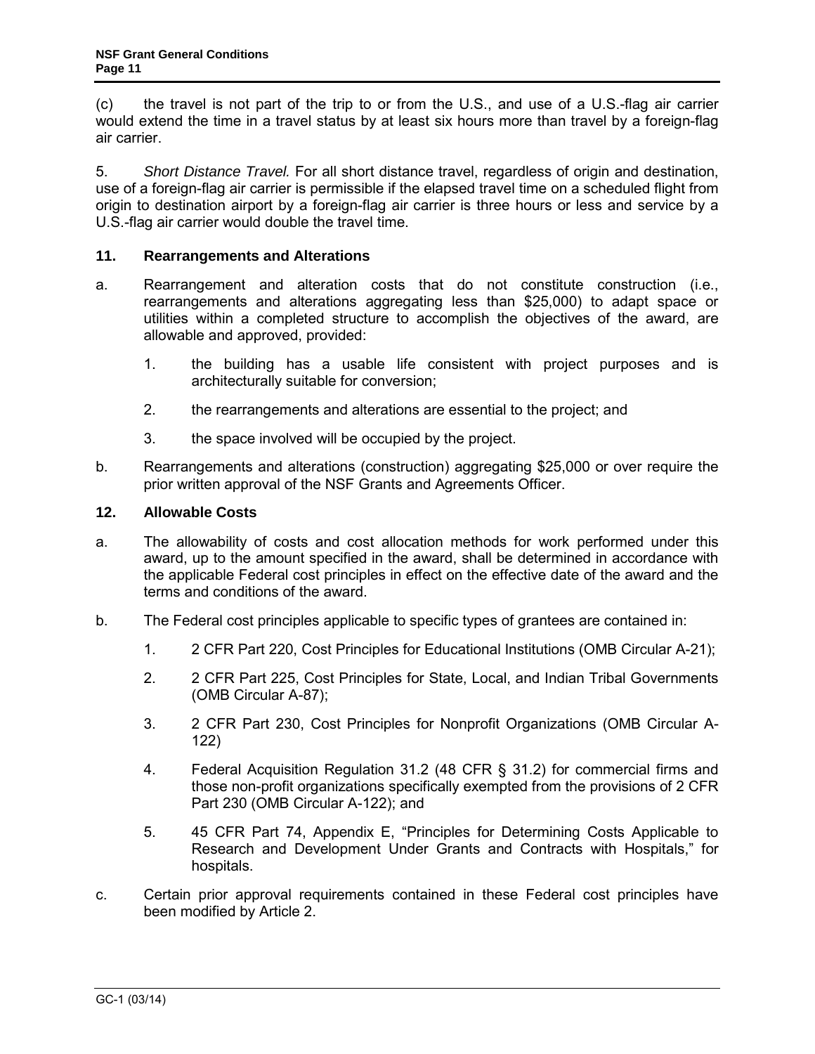(c) the travel is not part of the trip to or from the U.S., and use of a U.S.-flag air carrier would extend the time in a travel status by at least six hours more than travel by a foreign-flag air carrier.

5. *Short Distance Travel.* For all short distance travel, regardless of origin and destination, use of a foreign-flag air carrier is permissible if the elapsed travel time on a scheduled flight from origin to destination airport by a foreign-flag air carrier is three hours or less and service by a U.S.-flag air carrier would double the travel time.

### 11. Rearrangements and Alterations

a. Rearrangement and alteration costs that do not constitute construction (i.e., rearrangements and alterations aggregating less than $25,000) to adapt space or utilities within a completed structure to accomplish the objectives of the award, are allowable and approved, provided:

  1. the building has a usable life consistent with project purposes and is architecturally suitable for conversion;

  2. the rearrangements and alterations are essential to the project; and

  3. the space involved will be occupied by the project.

b. Rearrangements and alterations (construction) aggregating $25,000 or over require the prior written approval of the NSF Grants and Agreements Officer.

### 12. Allowable Costs

a. The allowability of costs and cost allocation methods for work performed under this award, up to the amount specified in the award, shall be determined in accordance with the applicable Federal cost principles in effect on the effective date of the award and the terms and conditions of the award.

b. The Federal cost principles applicable to specific types of grantees are contained in:

  1. 2 CFR Part 220, Cost Principles for Educational Institutions (OMB Circular A-21);

  2. 2 CFR Part 225, Cost Principles for State, Local, and Indian Tribal Governments (OMB Circular A-87);

  3. 2 CFR Part 230, Cost Principles for Nonprofit Organizations (OMB Circular A-122)

  4. Federal Acquisition Regulation 31.2 (48 CFR § 31.2) for commercial firms and those non-profit organizations specifically exempted from the provisions of 2 CFR Part 230 (OMB Circular A-122); and

  5. 45 CFR Part 74, Appendix E, "Principles for Determining Costs Applicable to Research and Development Under Grants and Contracts with Hospitals," for hospitals.

c. Certain prior approval requirements contained in these Federal cost principles have been modified by Article 2.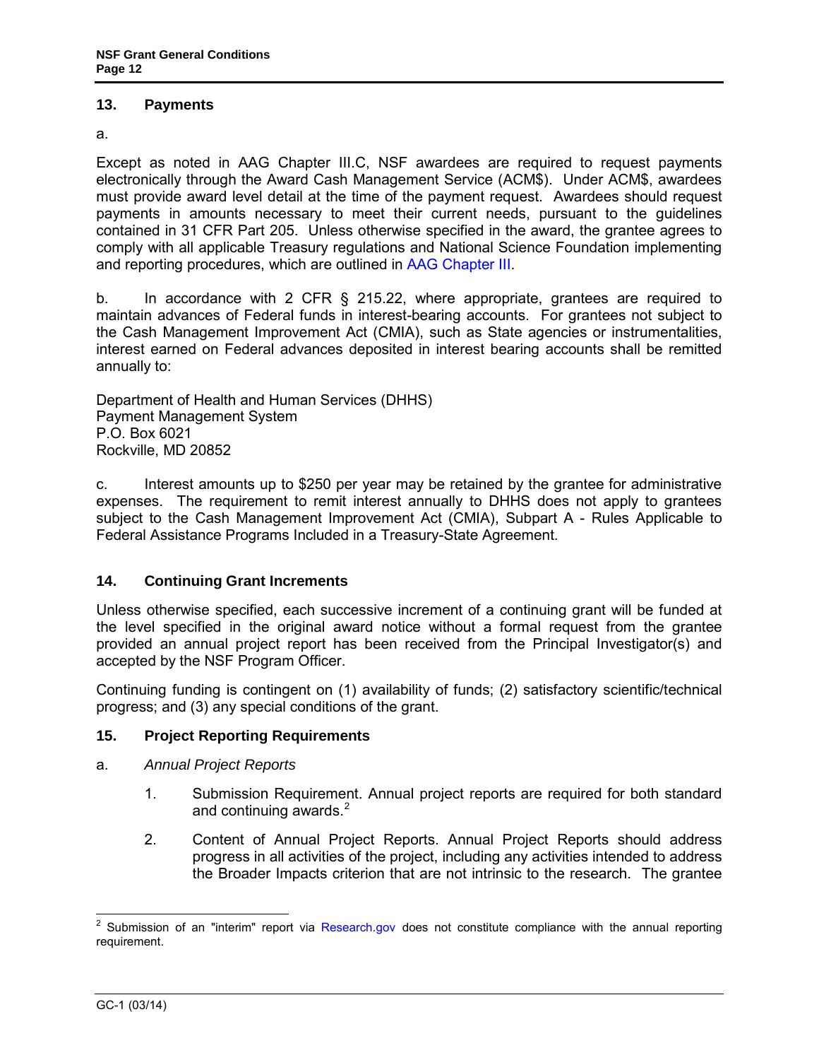## 13. Payments

a.

Except as noted in AAG Chapter III.C, NSF awardees are required to request payments electronically through the Award Cash Management Service (ACM$). Under ACM$, awardees must provide award level detail at the time of the payment request. Awardees should request payments in amounts necessary to meet their current needs, pursuant to the guidelines contained in 31 CFR Part 205. Unless otherwise specified in the award, the grantee agrees to comply with all applicable Treasury regulations and National Science Foundation implementing and reporting procedures, which are outlined in AAG Chapter III.

b. In accordance with 2 CFR § 215.22, where appropriate, grantees are required to maintain advances of Federal funds in interest-bearing accounts. For grantees not subject to the Cash Management Improvement Act (CMIA), such as State agencies or instrumentalities, interest earned on Federal advances deposited in interest bearing accounts shall be remitted annually to:

Department of Health and Human Services (DHHS)
Payment Management System
P.O. Box 6021
Rockville, MD 20852

c. Interest amounts up to $250 per year may be retained by the grantee for administrative expenses. The requirement to remit interest annually to DHHS does not apply to grantees subject to the Cash Management Improvement Act (CMIA), Subpart A - Rules Applicable to Federal Assistance Programs Included in a Treasury-State Agreement.

## 14. Continuing Grant Increments

Unless otherwise specified, each successive increment of a continuing grant will be funded at the level specified in the original award notice without a formal request from the grantee provided an annual project report has been received from the Principal Investigator(s) and accepted by the NSF Program Officer.

Continuing funding is contingent on (1) availability of funds; (2) satisfactory scientific/technical progress; and (3) any special conditions of the grant.

## 15. Project Reporting Requirements

a. *Annual Project Reports*

1. Submission Requirement. Annual project reports are required for both standard and continuing awards.[2]

2. Content of Annual Project Reports. Annual Project Reports should address progress in all activities of the project, including any activities intended to address the Broader Impacts criterion that are not intrinsic to the research. The grantee

[2] Submission of an "interim" report via Research.gov does not constitute compliance with the annual reporting requirement.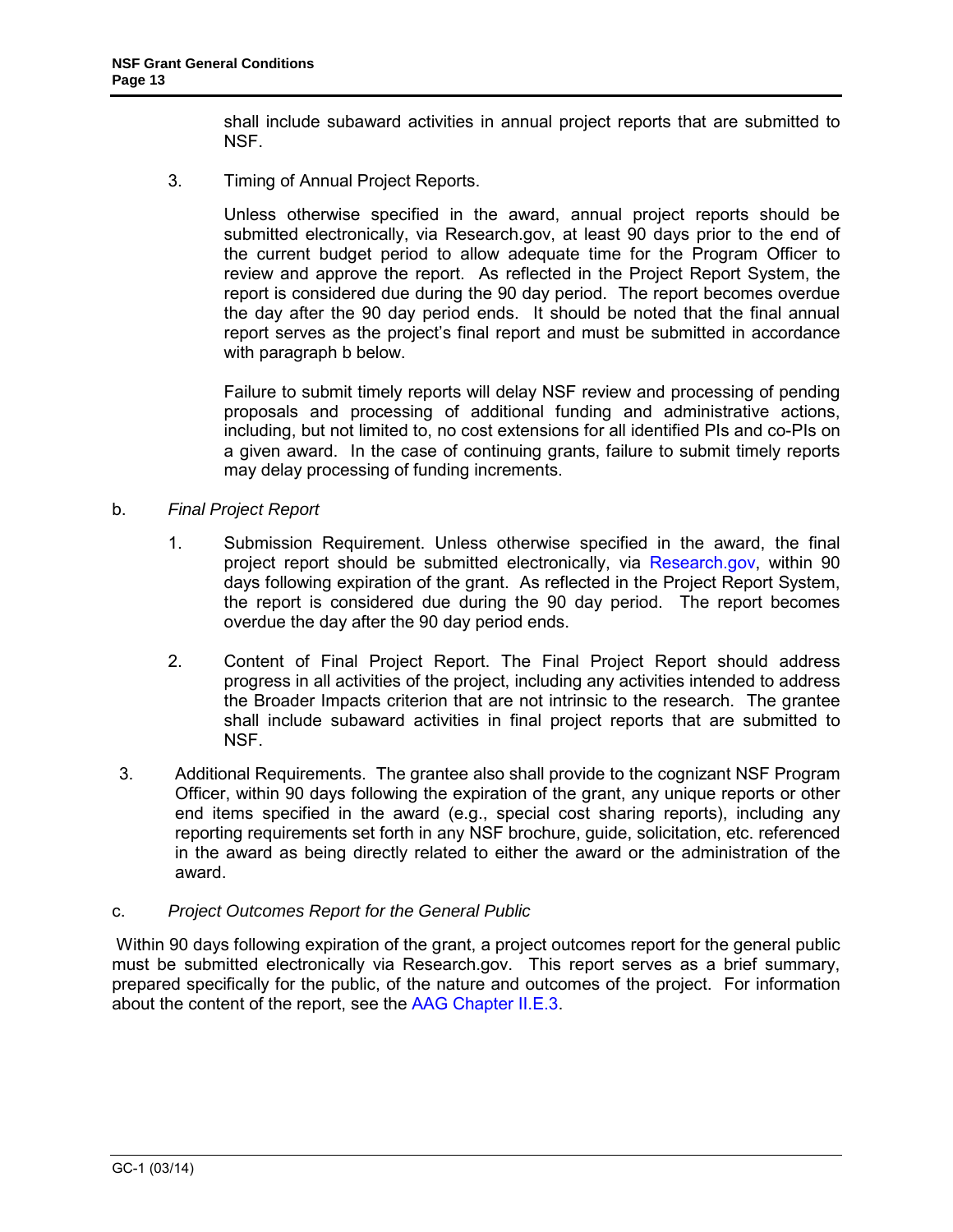shall include subaward activities in annual project reports that are submitted to NSF.

3. Timing of Annual Project Reports.

   Unless otherwise specified in the award, annual project reports should be submitted electronically, via Research.gov, at least 90 days prior to the end of the current budget period to allow adequate time for the Program Officer to review and approve the report. As reflected in the Project Report System, the report is considered due during the 90 day period. The report becomes overdue the day after the 90 day period ends. It should be noted that the final annual report serves as the project's final report and must be submitted in accordance with paragraph b below.

   Failure to submit timely reports will delay NSF review and processing of pending proposals and processing of additional funding and administrative actions, including, but not limited to, no cost extensions for all identified PIs and co-PIs on a given award. In the case of continuing grants, failure to submit timely reports may delay processing of funding increments.

b. *Final Project Report*

1. Submission Requirement. Unless otherwise specified in the award, the final project report should be submitted electronically, via Research.gov, within 90 days following expiration of the grant. As reflected in the Project Report System, the report is considered due during the 90 day period. The report becomes overdue the day after the 90 day period ends.

2. Content of Final Project Report. The Final Project Report should address progress in all activities of the project, including any activities intended to address the Broader Impacts criterion that are not intrinsic to the research. The grantee shall include subaward activities in final project reports that are submitted to NSF.

3. Additional Requirements. The grantee also shall provide to the cognizant NSF Program Officer, within 90 days following the expiration of the grant, any unique reports or other end items specified in the award (e.g., special cost sharing reports), including any reporting requirements set forth in any NSF brochure, guide, solicitation, etc. referenced in the award as being directly related to either the award or the administration of the award.

c. *Project Outcomes Report for the General Public*

Within 90 days following expiration of the grant, a project outcomes report for the general public must be submitted electronically via Research.gov. This report serves as a brief summary, prepared specifically for the public, of the nature and outcomes of the project. For information about the content of the report, see the AAG Chapter II.E.3.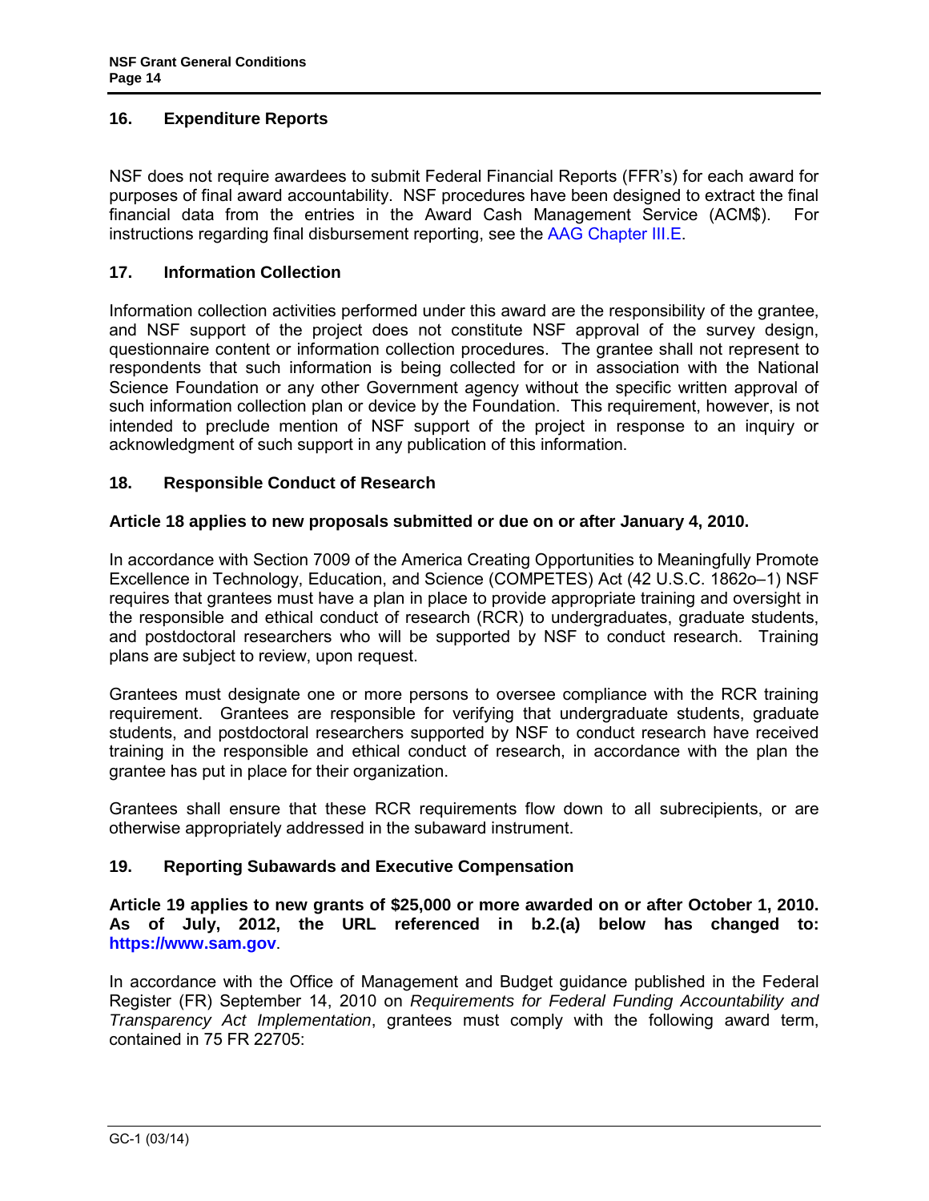### 16. Expenditure Reports

NSF does not require awardees to submit Federal Financial Reports (FFR's) for each award for purposes of final award accountability. NSF procedures have been designed to extract the final financial data from the entries in the Award Cash Management Service (ACM$). For instructions regarding final disbursement reporting, see the AAG Chapter III.E.

### 17. Information Collection

Information collection activities performed under this award are the responsibility of the grantee, and NSF support of the project does not constitute NSF approval of the survey design, questionnaire content or information collection procedures. The grantee shall not represent to respondents that such information is being collected for or in association with the National Science Foundation or any other Government agency without the specific written approval of such information collection plan or device by the Foundation. This requirement, however, is not intended to preclude mention of NSF support of the project in response to an inquiry or acknowledgment of such support in any publication of this information.

### 18. Responsible Conduct of Research

**Article 18 applies to new proposals submitted or due on or after January 4, 2010.**

In accordance with Section 7009 of the America Creating Opportunities to Meaningfully Promote Excellence in Technology, Education, and Science (COMPETES) Act (42 U.S.C. 1862o–1) NSF requires that grantees must have a plan in place to provide appropriate training and oversight in the responsible and ethical conduct of research (RCR) to undergraduates, graduate students, and postdoctoral researchers who will be supported by NSF to conduct research. Training plans are subject to review, upon request.

Grantees must designate one or more persons to oversee compliance with the RCR training requirement. Grantees are responsible for verifying that undergraduate students, graduate students, and postdoctoral researchers supported by NSF to conduct research have received training in the responsible and ethical conduct of research, in accordance with the plan the grantee has put in place for their organization.

Grantees shall ensure that these RCR requirements flow down to all subrecipients, or are otherwise appropriately addressed in the subaward instrument.

### 19. Reporting Subawards and Executive Compensation

**Article 19 applies to new grants of $25,000 or more awarded on or after October 1, 2010. As of July, 2012, the URL referenced in b.2.(a) below has changed to: https://www.sam.gov.**

In accordance with the Office of Management and Budget guidance published in the Federal Register (FR) September 14, 2010 on *Requirements for Federal Funding Accountability and Transparency Act Implementation*, grantees must comply with the following award term, contained in 75 FR 22705: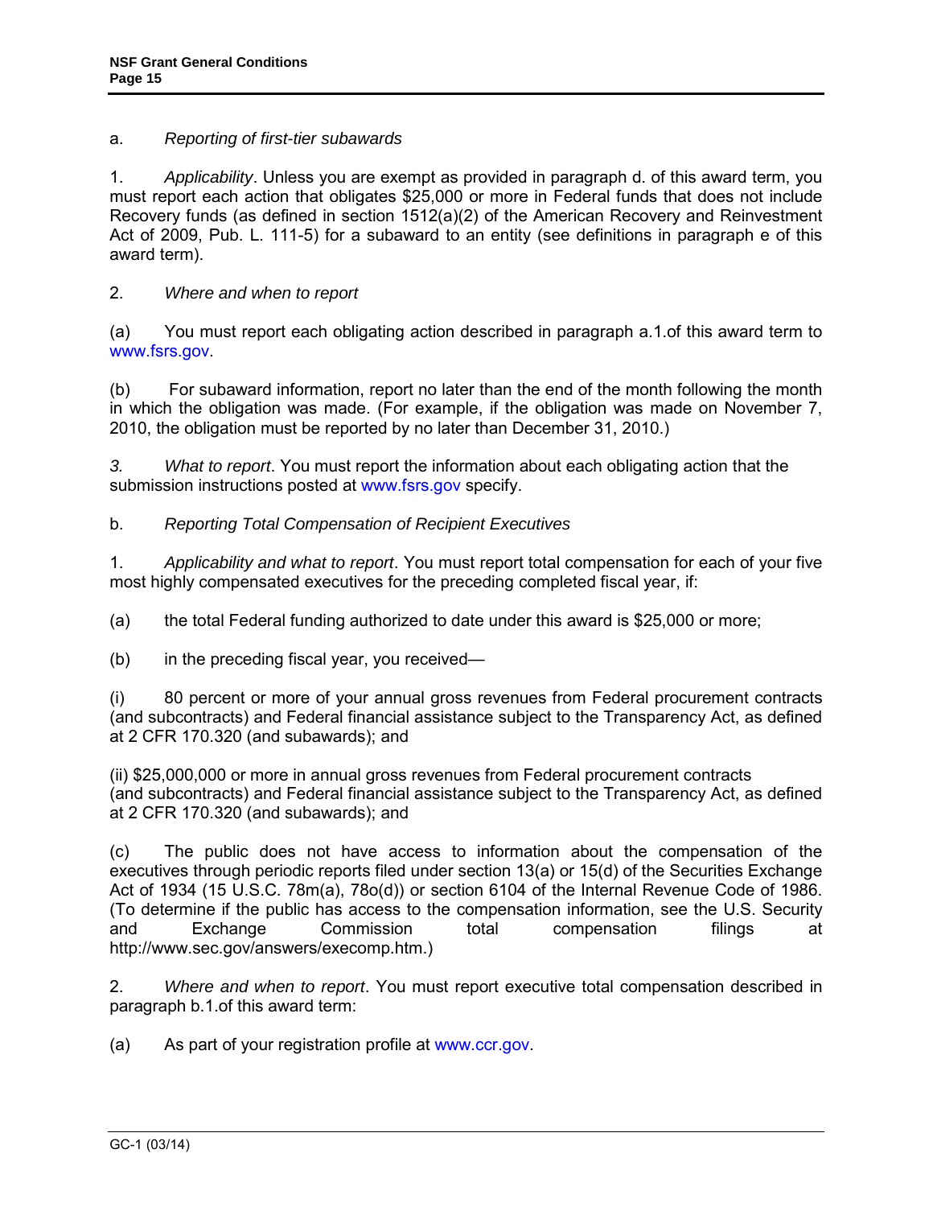a. *Reporting of first-tier subawards*

1. *Applicability*. Unless you are exempt as provided in paragraph d. of this award term, you must report each action that obligates $25,000 or more in Federal funds that does not include Recovery funds (as defined in section 1512(a)(2) of the American Recovery and Reinvestment Act of 2009, Pub. L. 111-5) for a subaward to an entity (see definitions in paragraph e of this award term).

2. *Where and when to report*

(a) You must report each obligating action described in paragraph a.1.of this award term to www.fsrs.gov.

(b) For subaward information, report no later than the end of the month following the month in which the obligation was made. (For example, if the obligation was made on November 7, 2010, the obligation must be reported by no later than December 31, 2010.)

*3.* *What to report*. You must report the information about each obligating action that the submission instructions posted at www.fsrs.gov specify.

b. *Reporting Total Compensation of Recipient Executives*

1. *Applicability and what to report*. You must report total compensation for each of your five most highly compensated executives for the preceding completed fiscal year, if:

(a) the total Federal funding authorized to date under this award is $25,000 or more;

(b) in the preceding fiscal year, you received—

(i) 80 percent or more of your annual gross revenues from Federal procurement contracts (and subcontracts) and Federal financial assistance subject to the Transparency Act, as defined at 2 CFR 170.320 (and subawards); and

(ii) $25,000,000 or more in annual gross revenues from Federal procurement contracts (and subcontracts) and Federal financial assistance subject to the Transparency Act, as defined at 2 CFR 170.320 (and subawards); and

(c) The public does not have access to information about the compensation of the executives through periodic reports filed under section 13(a) or 15(d) of the Securities Exchange Act of 1934 (15 U.S.C. 78m(a), 78o(d)) or section 6104 of the Internal Revenue Code of 1986. (To determine if the public has access to the compensation information, see the U.S. Security and Exchange Commission total compensation filings at http://www.sec.gov/answers/execomp.htm.)

2. *Where and when to report*. You must report executive total compensation described in paragraph b.1.of this award term:

(a) As part of your registration profile at www.ccr.gov.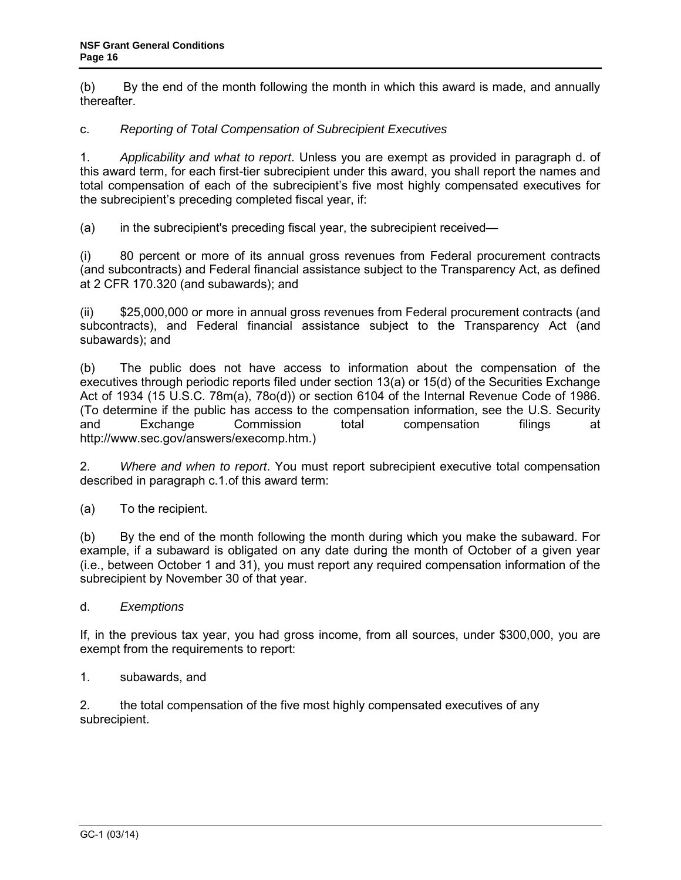(b) By the end of the month following the month in which this award is made, and annually thereafter.

c. *Reporting of Total Compensation of Subrecipient Executives*

1. *Applicability and what to report*. Unless you are exempt as provided in paragraph d. of this award term, for each first-tier subrecipient under this award, you shall report the names and total compensation of each of the subrecipient's five most highly compensated executives for the subrecipient's preceding completed fiscal year, if:

(a) in the subrecipient's preceding fiscal year, the subrecipient received—

(i) 80 percent or more of its annual gross revenues from Federal procurement contracts (and subcontracts) and Federal financial assistance subject to the Transparency Act, as defined at 2 CFR 170.320 (and subawards); and

(ii) $25,000,000 or more in annual gross revenues from Federal procurement contracts (and subcontracts), and Federal financial assistance subject to the Transparency Act (and subawards); and

(b) The public does not have access to information about the compensation of the executives through periodic reports filed under section 13(a) or 15(d) of the Securities Exchange Act of 1934 (15 U.S.C. 78m(a), 78o(d)) or section 6104 of the Internal Revenue Code of 1986. (To determine if the public has access to the compensation information, see the U.S. Security and Exchange Commission total compensation filings at http://www.sec.gov/answers/execomp.htm.)

2. *Where and when to report*. You must report subrecipient executive total compensation described in paragraph c.1.of this award term:

(a) To the recipient.

(b) By the end of the month following the month during which you make the subaward. For example, if a subaward is obligated on any date during the month of October of a given year (i.e., between October 1 and 31), you must report any required compensation information of the subrecipient by November 30 of that year.

d. *Exemptions*

If, in the previous tax year, you had gross income, from all sources, under $300,000, you are exempt from the requirements to report:

1. subawards, and

2. the total compensation of the five most highly compensated executives of any subrecipient.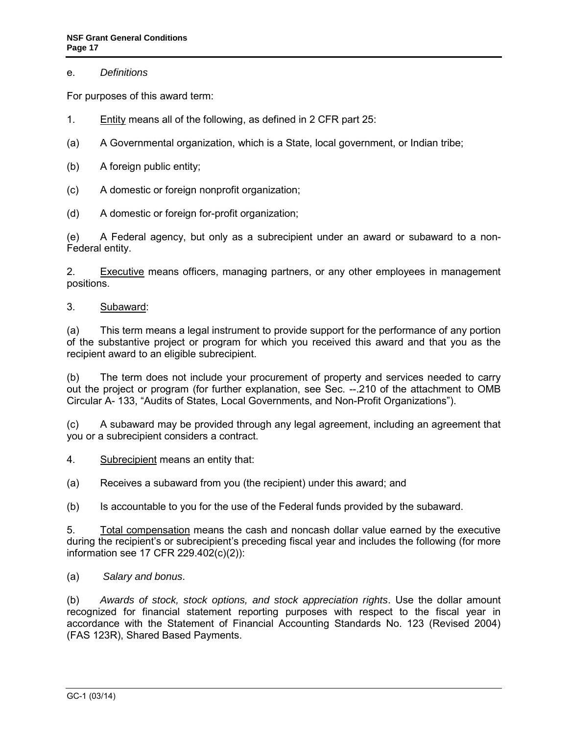e. *Definitions*

For purposes of this award term:

1. Entity means all of the following, as defined in 2 CFR part 25:

(a) A Governmental organization, which is a State, local government, or Indian tribe;

(b) A foreign public entity;

(c) A domestic or foreign nonprofit organization;

(d) A domestic or foreign for-profit organization;

(e) A Federal agency, but only as a subrecipient under an award or subaward to a non-Federal entity.

2. Executive means officers, managing partners, or any other employees in management positions.

3. Subaward:

(a) This term means a legal instrument to provide support for the performance of any portion of the substantive project or program for which you received this award and that you as the recipient award to an eligible subrecipient.

(b) The term does not include your procurement of property and services needed to carry out the project or program (for further explanation, see Sec. --.210 of the attachment to OMB Circular A- 133, "Audits of States, Local Governments, and Non-Profit Organizations").

(c) A subaward may be provided through any legal agreement, including an agreement that you or a subrecipient considers a contract.

4. Subrecipient means an entity that:

(a) Receives a subaward from you (the recipient) under this award; and

(b) Is accountable to you for the use of the Federal funds provided by the subaward.

5. Total compensation means the cash and noncash dollar value earned by the executive during the recipient's or subrecipient's preceding fiscal year and includes the following (for more information see 17 CFR 229.402(c)(2)):

(a) *Salary and bonus*.

(b) *Awards of stock, stock options, and stock appreciation rights*. Use the dollar amount recognized for financial statement reporting purposes with respect to the fiscal year in accordance with the Statement of Financial Accounting Standards No. 123 (Revised 2004) (FAS 123R), Shared Based Payments.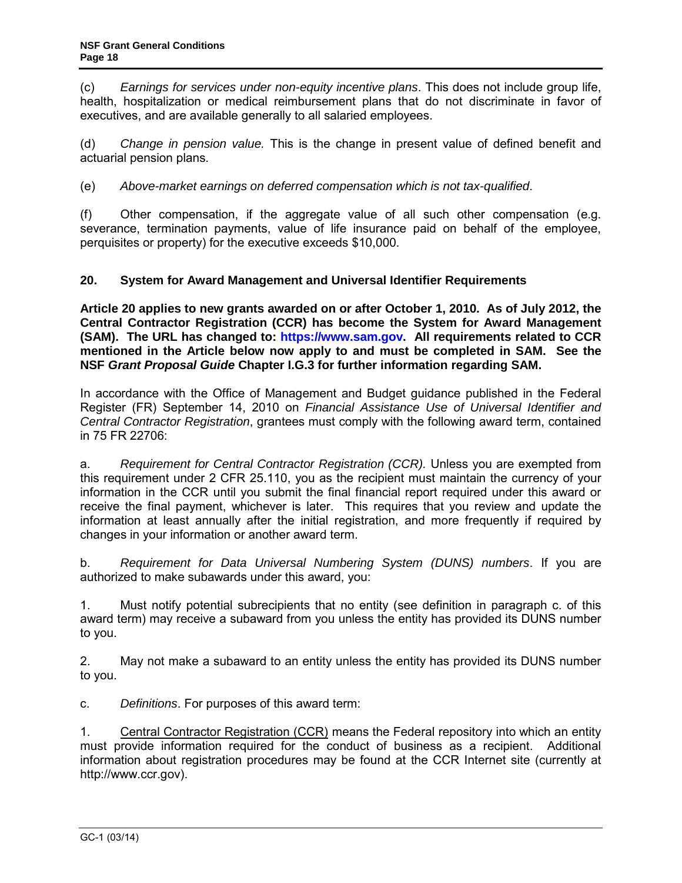(c) *Earnings for services under non-equity incentive plans*. This does not include group life, health, hospitalization or medical reimbursement plans that do not discriminate in favor of executives, and are available generally to all salaried employees.

(d) *Change in pension value.* This is the change in present value of defined benefit and actuarial pension plans.

(e) *Above-market earnings on deferred compensation which is not tax-qualified*.

(f) Other compensation, if the aggregate value of all such other compensation (e.g. severance, termination payments, value of life insurance paid on behalf of the employee, perquisites or property) for the executive exceeds $10,000.

## 20. System for Award Management and Universal Identifier Requirements

**Article 20 applies to new grants awarded on or after October 1, 2010. As of July 2012, the Central Contractor Registration (CCR) has become the System for Award Management (SAM). The URL has changed to: https://www.sam.gov. All requirements related to CCR mentioned in the Article below now apply to and must be completed in SAM. See the NSF *Grant Proposal Guide* Chapter I.G.3 for further information regarding SAM.**

In accordance with the Office of Management and Budget guidance published in the Federal Register (FR) September 14, 2010 on *Financial Assistance Use of Universal Identifier and Central Contractor Registration*, grantees must comply with the following award term, contained in 75 FR 22706:

a. *Requirement for Central Contractor Registration (CCR).* Unless you are exempted from this requirement under 2 CFR 25.110, you as the recipient must maintain the currency of your information in the CCR until you submit the final financial report required under this award or receive the final payment, whichever is later. This requires that you review and update the information at least annually after the initial registration, and more frequently if required by changes in your information or another award term.

b. *Requirement for Data Universal Numbering System (DUNS) numbers*. If you are authorized to make subawards under this award, you:

1. Must notify potential subrecipients that no entity (see definition in paragraph c. of this award term) may receive a subaward from you unless the entity has provided its DUNS number to you.

2. May not make a subaward to an entity unless the entity has provided its DUNS number to you.

c. *Definitions*. For purposes of this award term:

1. Central Contractor Registration (CCR) means the Federal repository into which an entity must provide information required for the conduct of business as a recipient. Additional information about registration procedures may be found at the CCR Internet site (currently at http://www.ccr.gov).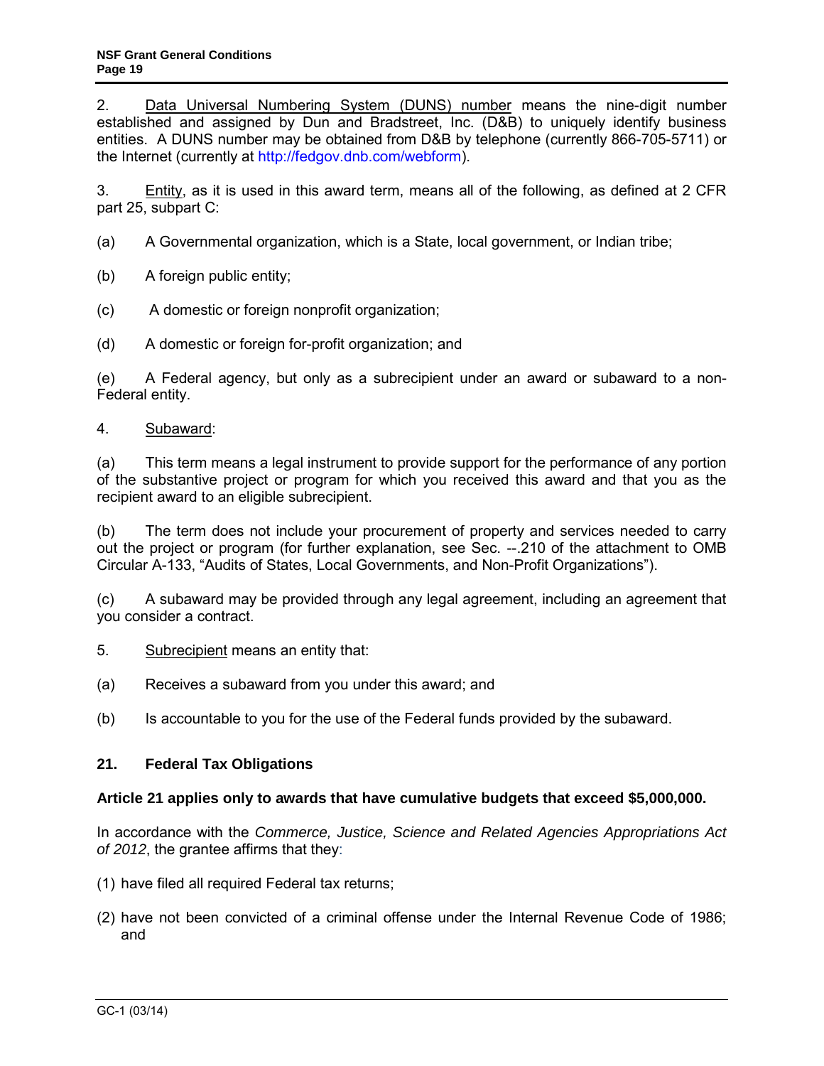2. Data Universal Numbering System (DUNS) number means the nine-digit number established and assigned by Dun and Bradstreet, Inc. (D&B) to uniquely identify business entities. A DUNS number may be obtained from D&B by telephone (currently 866-705-5711) or the Internet (currently at http://fedgov.dnb.com/webform).

3. Entity, as it is used in this award term, means all of the following, as defined at 2 CFR part 25, subpart C:

(a) A Governmental organization, which is a State, local government, or Indian tribe;

(b) A foreign public entity;

(c) A domestic or foreign nonprofit organization;

(d) A domestic or foreign for-profit organization; and

(e) A Federal agency, but only as a subrecipient under an award or subaward to a non-Federal entity.

4. Subaward:

(a) This term means a legal instrument to provide support for the performance of any portion of the substantive project or program for which you received this award and that you as the recipient award to an eligible subrecipient.

(b) The term does not include your procurement of property and services needed to carry out the project or program (for further explanation, see Sec. --.210 of the attachment to OMB Circular A-133, "Audits of States, Local Governments, and Non-Profit Organizations").

(c) A subaward may be provided through any legal agreement, including an agreement that you consider a contract.

5. Subrecipient means an entity that:

(a) Receives a subaward from you under this award; and

(b) Is accountable to you for the use of the Federal funds provided by the subaward.

## 21. Federal Tax Obligations

**Article 21 applies only to awards that have cumulative budgets that exceed $5,000,000.**

In accordance with the *Commerce, Justice, Science and Related Agencies Appropriations Act of 2012*, the grantee affirms that they:

(1) have filed all required Federal tax returns;

(2) have not been convicted of a criminal offense under the Internal Revenue Code of 1986; and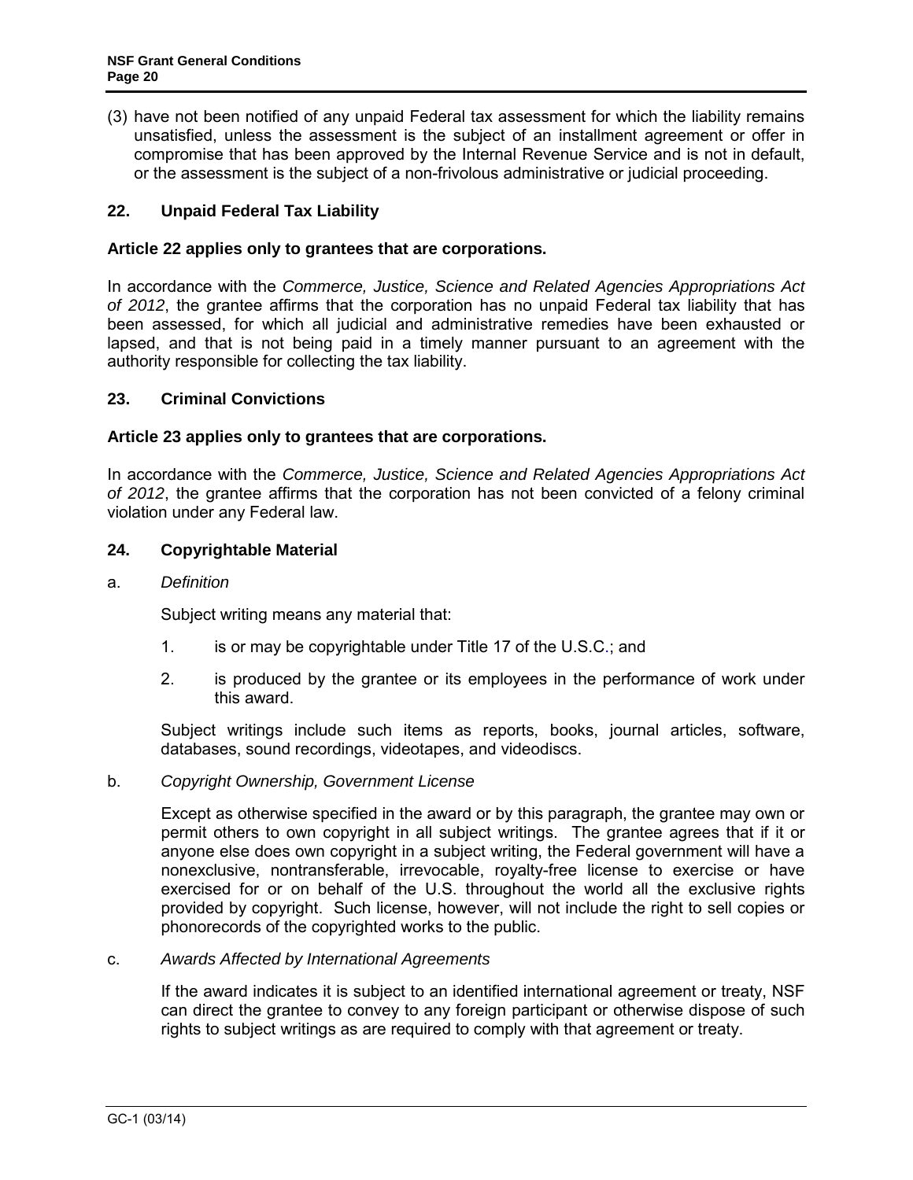(3) have not been notified of any unpaid Federal tax assessment for which the liability remains unsatisfied, unless the assessment is the subject of an installment agreement or offer in compromise that has been approved by the Internal Revenue Service and is not in default, or the assessment is the subject of a non-frivolous administrative or judicial proceeding.

## 22. Unpaid Federal Tax Liability

**Article 22 applies only to grantees that are corporations.**

In accordance with the *Commerce, Justice, Science and Related Agencies Appropriations Act of 2012*, the grantee affirms that the corporation has no unpaid Federal tax liability that has been assessed, for which all judicial and administrative remedies have been exhausted or lapsed, and that is not being paid in a timely manner pursuant to an agreement with the authority responsible for collecting the tax liability.

## 23. Criminal Convictions

**Article 23 applies only to grantees that are corporations.**

In accordance with the *Commerce, Justice, Science and Related Agencies Appropriations Act of 2012*, the grantee affirms that the corporation has not been convicted of a felony criminal violation under any Federal law.

## 24. Copyrightable Material

a. *Definition*

Subject writing means any material that:

1. is or may be copyrightable under Title 17 of the U.S.C.; and
2. is produced by the grantee or its employees in the performance of work under this award.

Subject writings include such items as reports, books, journal articles, software, databases, sound recordings, videotapes, and videodiscs.

b. *Copyright Ownership, Government License*

Except as otherwise specified in the award or by this paragraph, the grantee may own or permit others to own copyright in all subject writings. The grantee agrees that if it or anyone else does own copyright in a subject writing, the Federal government will have a nonexclusive, nontransferable, irrevocable, royalty-free license to exercise or have exercised for or on behalf of the U.S. throughout the world all the exclusive rights provided by copyright. Such license, however, will not include the right to sell copies or phonorecords of the copyrighted works to the public.

c. *Awards Affected by International Agreements*

If the award indicates it is subject to an identified international agreement or treaty, NSF can direct the grantee to convey to any foreign participant or otherwise dispose of such rights to subject writings as are required to comply with that agreement or treaty.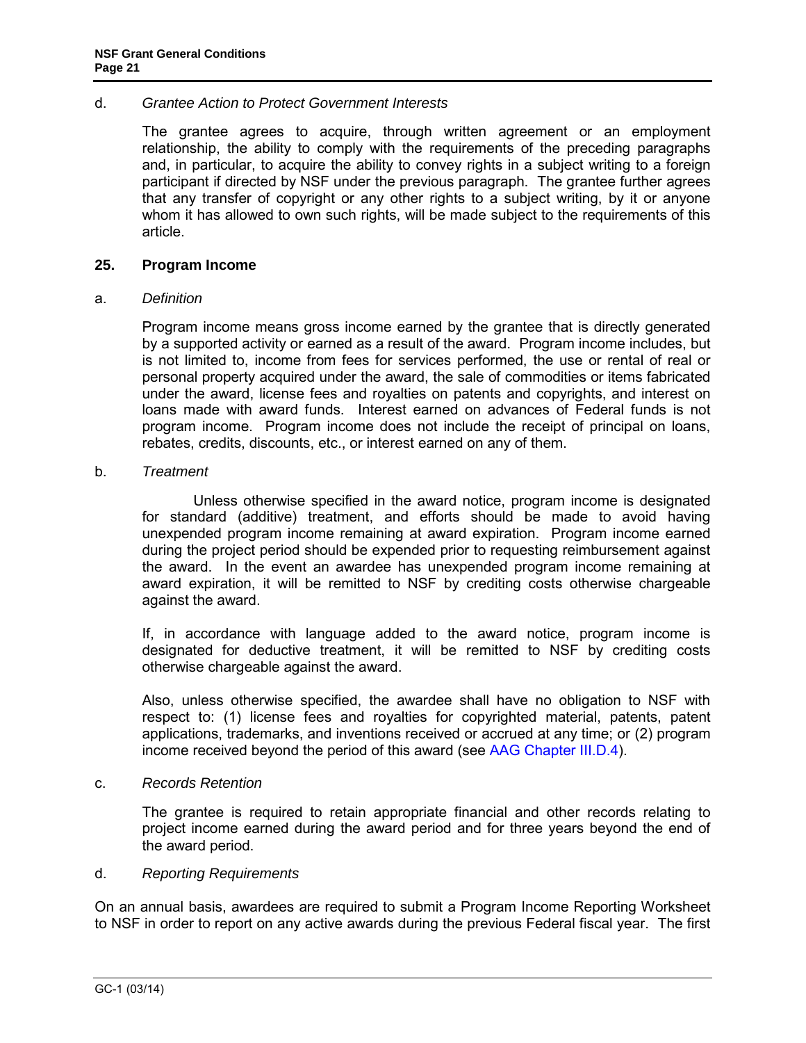d. *Grantee Action to Protect Government Interests*

The grantee agrees to acquire, through written agreement or an employment relationship, the ability to comply with the requirements of the preceding paragraphs and, in particular, to acquire the ability to convey rights in a subject writing to a foreign participant if directed by NSF under the previous paragraph. The grantee further agrees that any transfer of copyright or any other rights to a subject writing, by it or anyone whom it has allowed to own such rights, will be made subject to the requirements of this article.

## 25. Program Income

a. *Definition*

Program income means gross income earned by the grantee that is directly generated by a supported activity or earned as a result of the award. Program income includes, but is not limited to, income from fees for services performed, the use or rental of real or personal property acquired under the award, the sale of commodities or items fabricated under the award, license fees and royalties on patents and copyrights, and interest on loans made with award funds. Interest earned on advances of Federal funds is not program income. Program income does not include the receipt of principal on loans, rebates, credits, discounts, etc., or interest earned on any of them.

b. *Treatment*

Unless otherwise specified in the award notice, program income is designated for standard (additive) treatment, and efforts should be made to avoid having unexpended program income remaining at award expiration. Program income earned during the project period should be expended prior to requesting reimbursement against the award. In the event an awardee has unexpended program income remaining at award expiration, it will be remitted to NSF by crediting costs otherwise chargeable against the award.

If, in accordance with language added to the award notice, program income is designated for deductive treatment, it will be remitted to NSF by crediting costs otherwise chargeable against the award.

Also, unless otherwise specified, the awardee shall have no obligation to NSF with respect to: (1) license fees and royalties for copyrighted material, patents, patent applications, trademarks, and inventions received or accrued at any time; or (2) program income received beyond the period of this award (see AAG Chapter III.D.4).

c. *Records Retention*

The grantee is required to retain appropriate financial and other records relating to project income earned during the award period and for three years beyond the end of the award period.

d. *Reporting Requirements*

On an annual basis, awardees are required to submit a Program Income Reporting Worksheet to NSF in order to report on any active awards during the previous Federal fiscal year. The first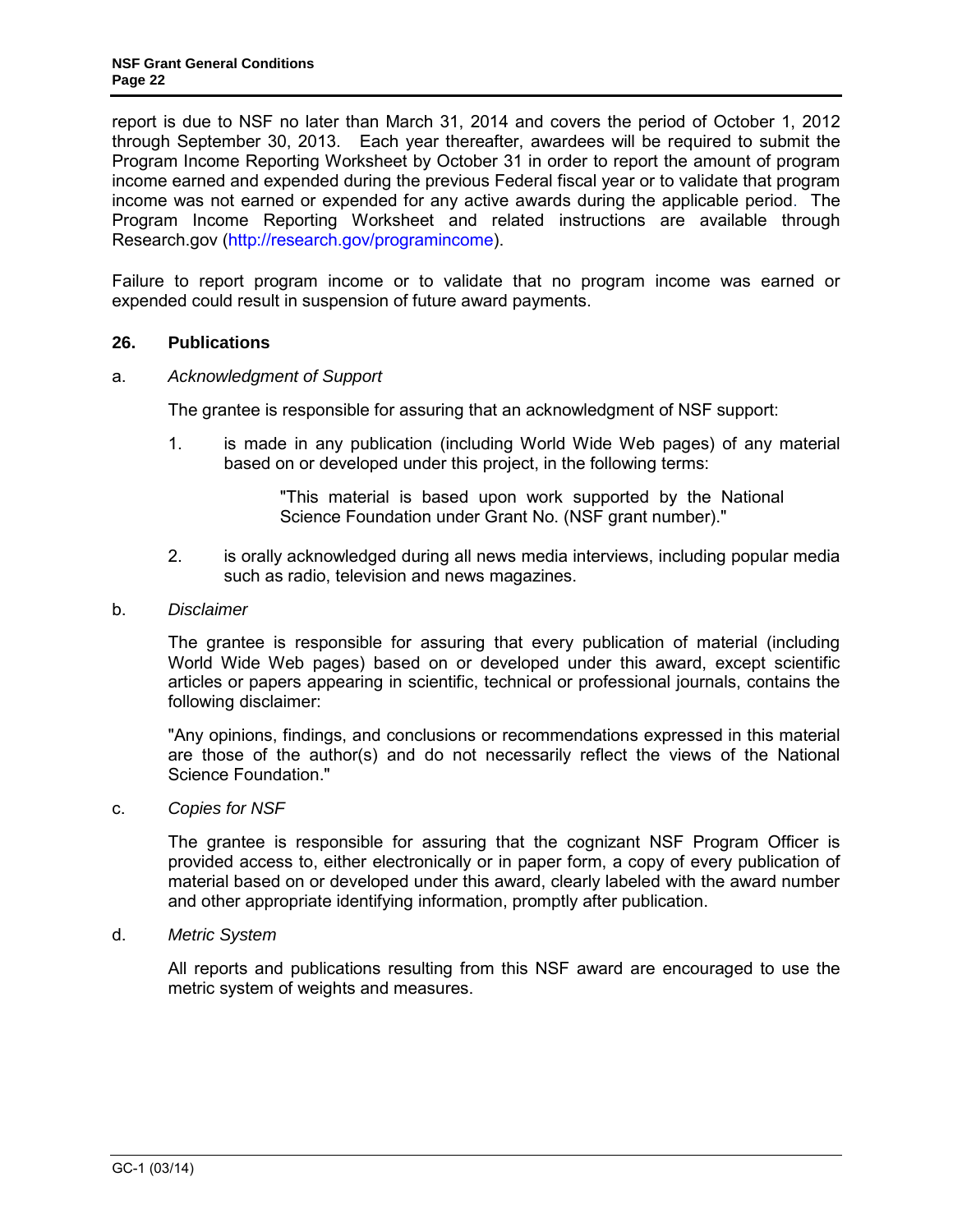report is due to NSF no later than March 31, 2014 and covers the period of October 1, 2012 through September 30, 2013. Each year thereafter, awardees will be required to submit the Program Income Reporting Worksheet by October 31 in order to report the amount of program income earned and expended during the previous Federal fiscal year or to validate that program income was not earned or expended for any active awards during the applicable period. The Program Income Reporting Worksheet and related instructions are available through Research.gov (http://research.gov/programincome).

Failure to report program income or to validate that no program income was earned or expended could result in suspension of future award payments.

## 26. Publications

a. *Acknowledgment of Support*

The grantee is responsible for assuring that an acknowledgment of NSF support:

1. is made in any publication (including World Wide Web pages) of any material based on or developed under this project, in the following terms:

   > "This material is based upon work supported by the National Science Foundation under Grant No. (NSF grant number)."

2. is orally acknowledged during all news media interviews, including popular media such as radio, television and news magazines.

b. *Disclaimer*

The grantee is responsible for assuring that every publication of material (including World Wide Web pages) based on or developed under this award, except scientific articles or papers appearing in scientific, technical or professional journals, contains the following disclaimer:

"Any opinions, findings, and conclusions or recommendations expressed in this material are those of the author(s) and do not necessarily reflect the views of the National Science Foundation."

c. *Copies for NSF*

The grantee is responsible for assuring that the cognizant NSF Program Officer is provided access to, either electronically or in paper form, a copy of every publication of material based on or developed under this award, clearly labeled with the award number and other appropriate identifying information, promptly after publication.

d. *Metric System*

All reports and publications resulting from this NSF award are encouraged to use the metric system of weights and measures.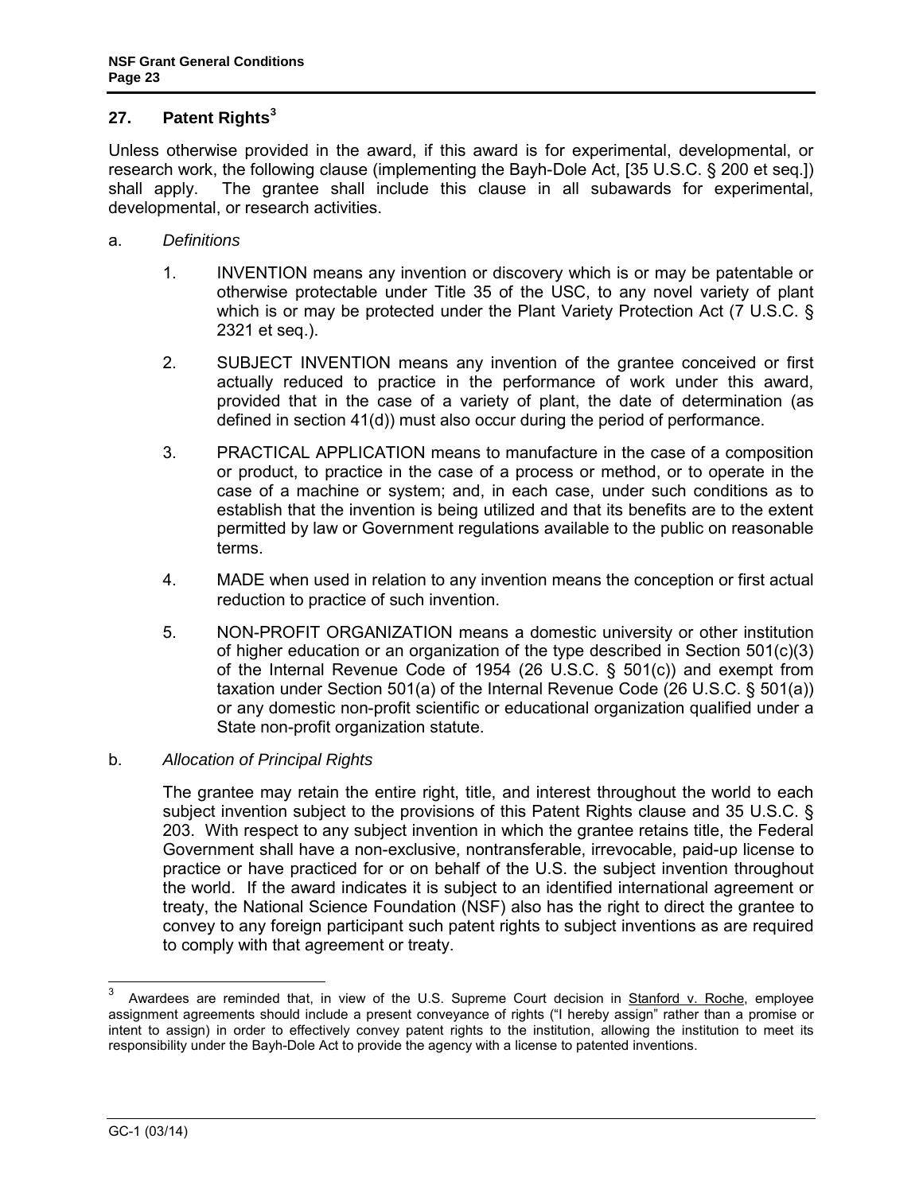## 27. Patent Rights[3]

Unless otherwise provided in the award, if this award is for experimental, developmental, or research work, the following clause (implementing the Bayh-Dole Act, [35 U.S.C. § 200 et seq.]) shall apply. The grantee shall include this clause in all subawards for experimental, developmental, or research activities.

a. *Definitions*

1. INVENTION means any invention or discovery which is or may be patentable or otherwise protectable under Title 35 of the USC, to any novel variety of plant which is or may be protected under the Plant Variety Protection Act (7 U.S.C. § 2321 et seq.).

2. SUBJECT INVENTION means any invention of the grantee conceived or first actually reduced to practice in the performance of work under this award, provided that in the case of a variety of plant, the date of determination (as defined in section 41(d)) must also occur during the period of performance.

3. PRACTICAL APPLICATION means to manufacture in the case of a composition or product, to practice in the case of a process or method, or to operate in the case of a machine or system; and, in each case, under such conditions as to establish that the invention is being utilized and that its benefits are to the extent permitted by law or Government regulations available to the public on reasonable terms.

4. MADE when used in relation to any invention means the conception or first actual reduction to practice of such invention.

5. NON-PROFIT ORGANIZATION means a domestic university or other institution of higher education or an organization of the type described in Section 501(c)(3) of the Internal Revenue Code of 1954 (26 U.S.C. § 501(c)) and exempt from taxation under Section 501(a) of the Internal Revenue Code (26 U.S.C. § 501(a)) or any domestic non-profit scientific or educational organization qualified under a State non-profit organization statute.

b. *Allocation of Principal Rights*

The grantee may retain the entire right, title, and interest throughout the world to each subject invention subject to the provisions of this Patent Rights clause and 35 U.S.C. § 203. With respect to any subject invention in which the grantee retains title, the Federal Government shall have a non-exclusive, nontransferable, irrevocable, paid-up license to practice or have practiced for or on behalf of the U.S. the subject invention throughout the world. If the award indicates it is subject to an identified international agreement or treaty, the National Science Foundation (NSF) also has the right to direct the grantee to convey to any foreign participant such patent rights to subject inventions as are required to comply with that agreement or treaty.

---

[3] Awardees are reminded that, in view of the U.S. Supreme Court decision in Stanford v. Roche, employee assignment agreements should include a present conveyance of rights ("I hereby assign" rather than a promise or intent to assign) in order to effectively convey patent rights to the institution, allowing the institution to meet its responsibility under the Bayh-Dole Act to provide the agency with a license to patented inventions.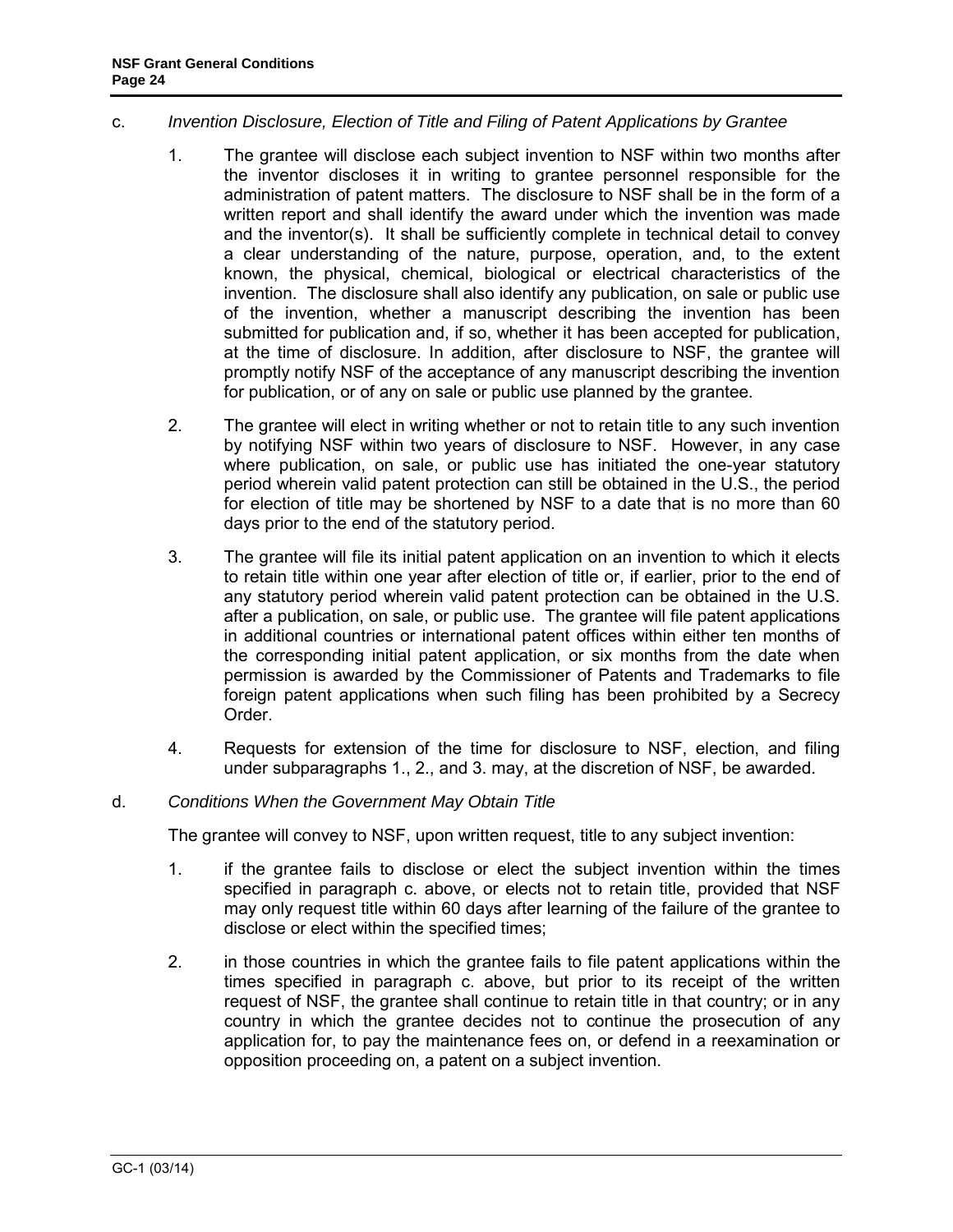c. *Invention Disclosure, Election of Title and Filing of Patent Applications by Grantee*

1. The grantee will disclose each subject invention to NSF within two months after the inventor discloses it in writing to grantee personnel responsible for the administration of patent matters. The disclosure to NSF shall be in the form of a written report and shall identify the award under which the invention was made and the inventor(s). It shall be sufficiently complete in technical detail to convey a clear understanding of the nature, purpose, operation, and, to the extent known, the physical, chemical, biological or electrical characteristics of the invention. The disclosure shall also identify any publication, on sale or public use of the invention, whether a manuscript describing the invention has been submitted for publication and, if so, whether it has been accepted for publication, at the time of disclosure. In addition, after disclosure to NSF, the grantee will promptly notify NSF of the acceptance of any manuscript describing the invention for publication, or of any on sale or public use planned by the grantee.

2. The grantee will elect in writing whether or not to retain title to any such invention by notifying NSF within two years of disclosure to NSF. However, in any case where publication, on sale, or public use has initiated the one-year statutory period wherein valid patent protection can still be obtained in the U.S., the period for election of title may be shortened by NSF to a date that is no more than 60 days prior to the end of the statutory period.

3. The grantee will file its initial patent application on an invention to which it elects to retain title within one year after election of title or, if earlier, prior to the end of any statutory period wherein valid patent protection can be obtained in the U.S. after a publication, on sale, or public use. The grantee will file patent applications in additional countries or international patent offices within either ten months of the corresponding initial patent application, or six months from the date when permission is awarded by the Commissioner of Patents and Trademarks to file foreign patent applications when such filing has been prohibited by a Secrecy Order.

4. Requests for extension of the time for disclosure to NSF, election, and filing under subparagraphs 1., 2., and 3. may, at the discretion of NSF, be awarded.

d. *Conditions When the Government May Obtain Title*

The grantee will convey to NSF, upon written request, title to any subject invention:

1. if the grantee fails to disclose or elect the subject invention within the times specified in paragraph c. above, or elects not to retain title, provided that NSF may only request title within 60 days after learning of the failure of the grantee to disclose or elect within the specified times;

2. in those countries in which the grantee fails to file patent applications within the times specified in paragraph c. above, but prior to its receipt of the written request of NSF, the grantee shall continue to retain title in that country; or in any country in which the grantee decides not to continue the prosecution of any application for, to pay the maintenance fees on, or defend in a reexamination or opposition proceeding on, a patent on a subject invention.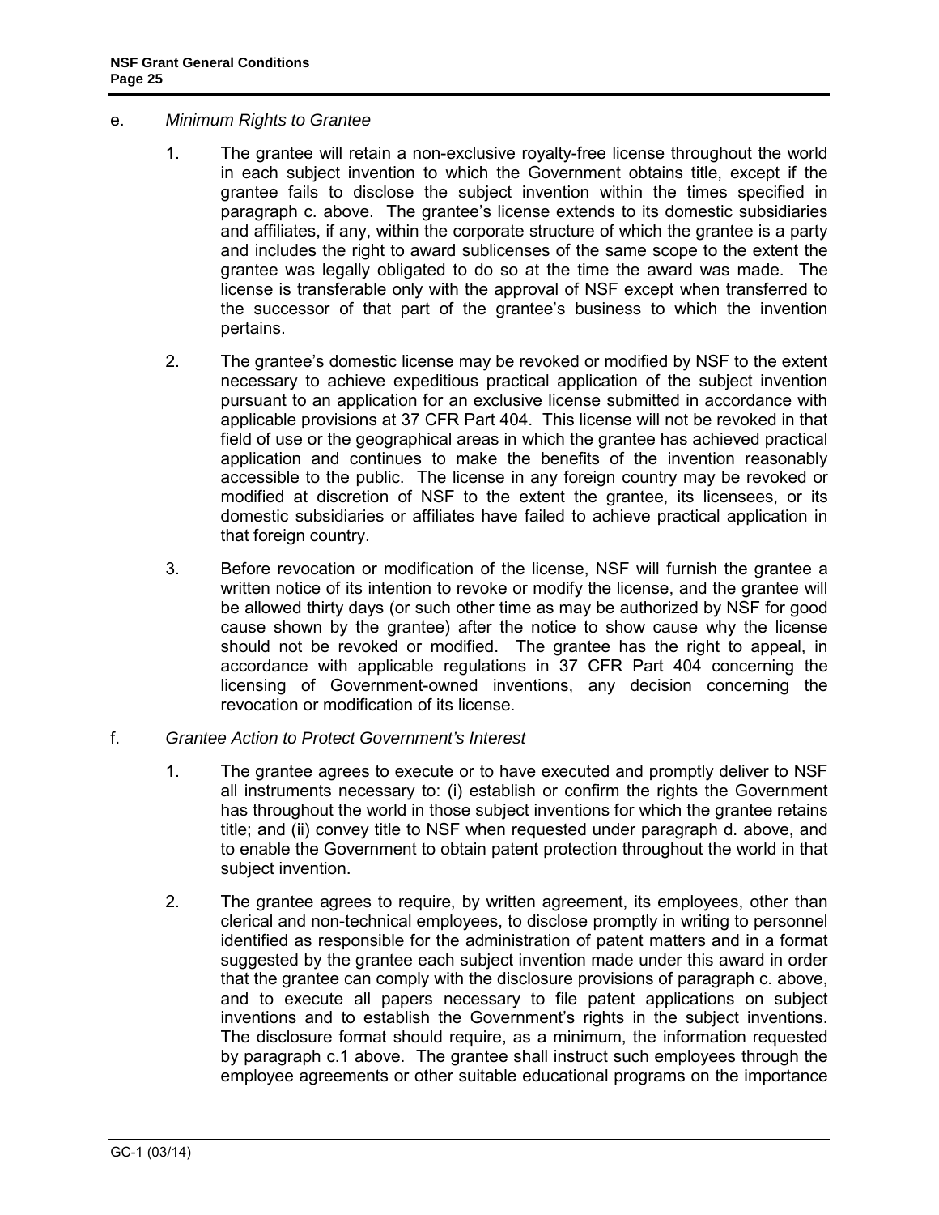e. *Minimum Rights to Grantee*

1. The grantee will retain a non-exclusive royalty-free license throughout the world in each subject invention to which the Government obtains title, except if the grantee fails to disclose the subject invention within the times specified in paragraph c. above. The grantee's license extends to its domestic subsidiaries and affiliates, if any, within the corporate structure of which the grantee is a party and includes the right to award sublicenses of the same scope to the extent the grantee was legally obligated to do so at the time the award was made. The license is transferable only with the approval of NSF except when transferred to the successor of that part of the grantee's business to which the invention pertains.

2. The grantee's domestic license may be revoked or modified by NSF to the extent necessary to achieve expeditious practical application of the subject invention pursuant to an application for an exclusive license submitted in accordance with applicable provisions at 37 CFR Part 404. This license will not be revoked in that field of use or the geographical areas in which the grantee has achieved practical application and continues to make the benefits of the invention reasonably accessible to the public. The license in any foreign country may be revoked or modified at discretion of NSF to the extent the grantee, its licensees, or its domestic subsidiaries or affiliates have failed to achieve practical application in that foreign country.

3. Before revocation or modification of the license, NSF will furnish the grantee a written notice of its intention to revoke or modify the license, and the grantee will be allowed thirty days (or such other time as may be authorized by NSF for good cause shown by the grantee) after the notice to show cause why the license should not be revoked or modified. The grantee has the right to appeal, in accordance with applicable regulations in 37 CFR Part 404 concerning the licensing of Government-owned inventions, any decision concerning the revocation or modification of its license.

f. *Grantee Action to Protect Government's Interest*

1. The grantee agrees to execute or to have executed and promptly deliver to NSF all instruments necessary to: (i) establish or confirm the rights the Government has throughout the world in those subject inventions for which the grantee retains title; and (ii) convey title to NSF when requested under paragraph d. above, and to enable the Government to obtain patent protection throughout the world in that subject invention.

2. The grantee agrees to require, by written agreement, its employees, other than clerical and non-technical employees, to disclose promptly in writing to personnel identified as responsible for the administration of patent matters and in a format suggested by the grantee each subject invention made under this award in order that the grantee can comply with the disclosure provisions of paragraph c. above, and to execute all papers necessary to file patent applications on subject inventions and to establish the Government's rights in the subject inventions. The disclosure format should require, as a minimum, the information requested by paragraph c.1 above. The grantee shall instruct such employees through the employee agreements or other suitable educational programs on the importance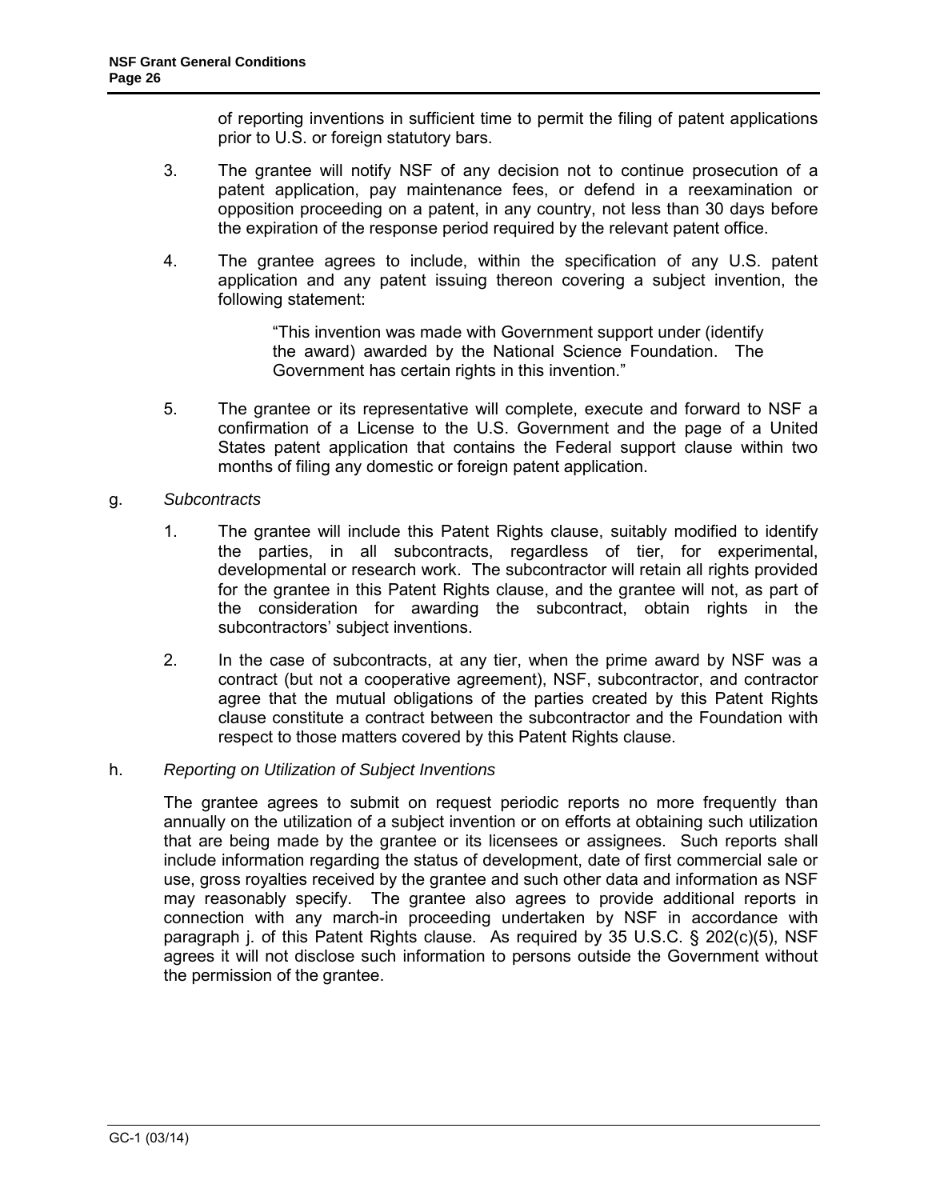of reporting inventions in sufficient time to permit the filing of patent applications prior to U.S. or foreign statutory bars.

3. The grantee will notify NSF of any decision not to continue prosecution of a patent application, pay maintenance fees, or defend in a reexamination or opposition proceeding on a patent, in any country, not less than 30 days before the expiration of the response period required by the relevant patent office.

4. The grantee agrees to include, within the specification of any U.S. patent application and any patent issuing thereon covering a subject invention, the following statement:

   > "This invention was made with Government support under (identify the award) awarded by the National Science Foundation. The Government has certain rights in this invention."

5. The grantee or its representative will complete, execute and forward to NSF a confirmation of a License to the U.S. Government and the page of a United States patent application that contains the Federal support clause within two months of filing any domestic or foreign patent application.

g. *Subcontracts*

1. The grantee will include this Patent Rights clause, suitably modified to identify the parties, in all subcontracts, regardless of tier, for experimental, developmental or research work. The subcontractor will retain all rights provided for the grantee in this Patent Rights clause, and the grantee will not, as part of the consideration for awarding the subcontract, obtain rights in the subcontractors' subject inventions.

2. In the case of subcontracts, at any tier, when the prime award by NSF was a contract (but not a cooperative agreement), NSF, subcontractor, and contractor agree that the mutual obligations of the parties created by this Patent Rights clause constitute a contract between the subcontractor and the Foundation with respect to those matters covered by this Patent Rights clause.

h. *Reporting on Utilization of Subject Inventions*

The grantee agrees to submit on request periodic reports no more frequently than annually on the utilization of a subject invention or on efforts at obtaining such utilization that are being made by the grantee or its licensees or assignees. Such reports shall include information regarding the status of development, date of first commercial sale or use, gross royalties received by the grantee and such other data and information as NSF may reasonably specify. The grantee also agrees to provide additional reports in connection with any march-in proceeding undertaken by NSF in accordance with paragraph j. of this Patent Rights clause. As required by 35 U.S.C. § 202(c)(5), NSF agrees it will not disclose such information to persons outside the Government without the permission of the grantee.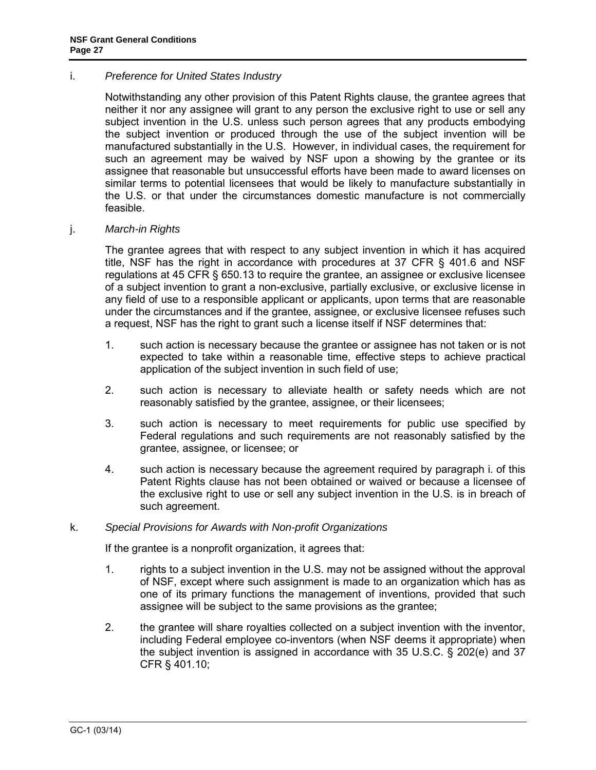i. *Preference for United States Industry*

Notwithstanding any other provision of this Patent Rights clause, the grantee agrees that neither it nor any assignee will grant to any person the exclusive right to use or sell any subject invention in the U.S. unless such person agrees that any products embodying the subject invention or produced through the use of the subject invention will be manufactured substantially in the U.S. However, in individual cases, the requirement for such an agreement may be waived by NSF upon a showing by the grantee or its assignee that reasonable but unsuccessful efforts have been made to award licenses on similar terms to potential licensees that would be likely to manufacture substantially in the U.S. or that under the circumstances domestic manufacture is not commercially feasible.

j. *March-in Rights*

The grantee agrees that with respect to any subject invention in which it has acquired title, NSF has the right in accordance with procedures at 37 CFR § 401.6 and NSF regulations at 45 CFR § 650.13 to require the grantee, an assignee or exclusive licensee of a subject invention to grant a non-exclusive, partially exclusive, or exclusive license in any field of use to a responsible applicant or applicants, upon terms that are reasonable under the circumstances and if the grantee, assignee, or exclusive licensee refuses such a request, NSF has the right to grant such a license itself if NSF determines that:

1. such action is necessary because the grantee or assignee has not taken or is not expected to take within a reasonable time, effective steps to achieve practical application of the subject invention in such field of use;

2. such action is necessary to alleviate health or safety needs which are not reasonably satisfied by the grantee, assignee, or their licensees;

3. such action is necessary to meet requirements for public use specified by Federal regulations and such requirements are not reasonably satisfied by the grantee, assignee, or licensee; or

4. such action is necessary because the agreement required by paragraph i. of this Patent Rights clause has not been obtained or waived or because a licensee of the exclusive right to use or sell any subject invention in the U.S. is in breach of such agreement.

k. *Special Provisions for Awards with Non-profit Organizations*

If the grantee is a nonprofit organization, it agrees that:

1. rights to a subject invention in the U.S. may not be assigned without the approval of NSF, except where such assignment is made to an organization which has as one of its primary functions the management of inventions, provided that such assignee will be subject to the same provisions as the grantee;

2. the grantee will share royalties collected on a subject invention with the inventor, including Federal employee co-inventors (when NSF deems it appropriate) when the subject invention is assigned in accordance with 35 U.S.C. § 202(e) and 37 CFR § 401.10;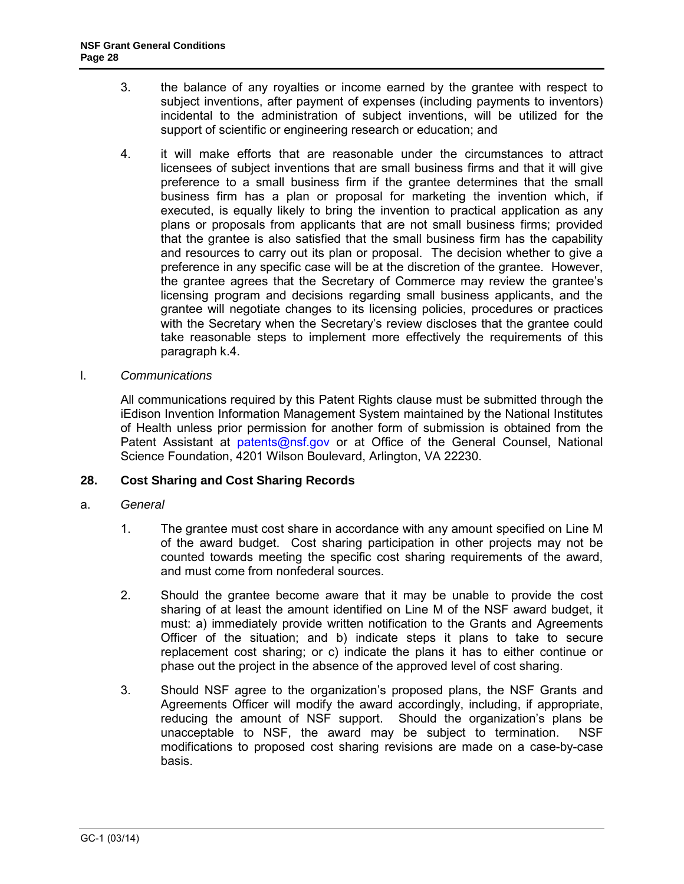3. the balance of any royalties or income earned by the grantee with respect to subject inventions, after payment of expenses (including payments to inventors) incidental to the administration of subject inventions, will be utilized for the support of scientific or engineering research or education; and

4. it will make efforts that are reasonable under the circumstances to attract licensees of subject inventions that are small business firms and that it will give preference to a small business firm if the grantee determines that the small business firm has a plan or proposal for marketing the invention which, if executed, is equally likely to bring the invention to practical application as any plans or proposals from applicants that are not small business firms; provided that the grantee is also satisfied that the small business firm has the capability and resources to carry out its plan or proposal. The decision whether to give a preference in any specific case will be at the discretion of the grantee. However, the grantee agrees that the Secretary of Commerce may review the grantee's licensing program and decisions regarding small business applicants, and the grantee will negotiate changes to its licensing policies, procedures or practices with the Secretary when the Secretary's review discloses that the grantee could take reasonable steps to implement more effectively the requirements of this paragraph k.4.

l. *Communications*

All communications required by this Patent Rights clause must be submitted through the iEdison Invention Information Management System maintained by the National Institutes of Health unless prior permission for another form of submission is obtained from the Patent Assistant at patents@nsf.gov or at Office of the General Counsel, National Science Foundation, 4201 Wilson Boulevard, Arlington, VA 22230.

## 28. Cost Sharing and Cost Sharing Records

a. *General*

1. The grantee must cost share in accordance with any amount specified on Line M of the award budget. Cost sharing participation in other projects may not be counted towards meeting the specific cost sharing requirements of the award, and must come from nonfederal sources.

2. Should the grantee become aware that it may be unable to provide the cost sharing of at least the amount identified on Line M of the NSF award budget, it must: a) immediately provide written notification to the Grants and Agreements Officer of the situation; and b) indicate steps it plans to take to secure replacement cost sharing; or c) indicate the plans it has to either continue or phase out the project in the absence of the approved level of cost sharing.

3. Should NSF agree to the organization's proposed plans, the NSF Grants and Agreements Officer will modify the award accordingly, including, if appropriate, reducing the amount of NSF support. Should the organization's plans be unacceptable to NSF, the award may be subject to termination. NSF modifications to proposed cost sharing revisions are made on a case-by-case basis.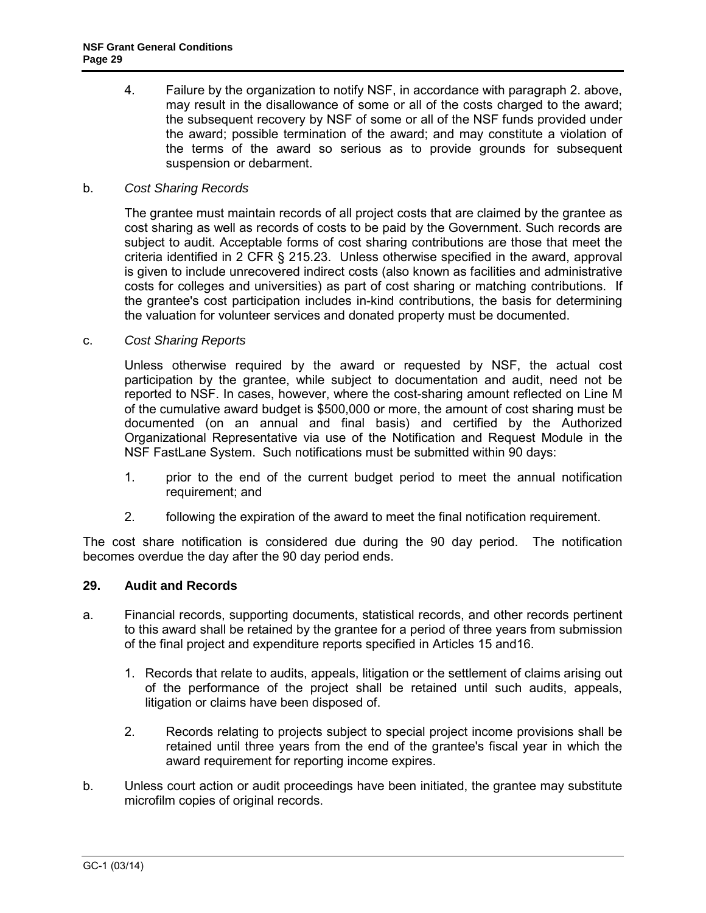4. Failure by the organization to notify NSF, in accordance with paragraph 2. above, may result in the disallowance of some or all of the costs charged to the award; the subsequent recovery by NSF of some or all of the NSF funds provided under the award; possible termination of the award; and may constitute a violation of the terms of the award so serious as to provide grounds for subsequent suspension or debarment.

b. *Cost Sharing Records*

The grantee must maintain records of all project costs that are claimed by the grantee as cost sharing as well as records of costs to be paid by the Government. Such records are subject to audit. Acceptable forms of cost sharing contributions are those that meet the criteria identified in 2 CFR § 215.23. Unless otherwise specified in the award, approval is given to include unrecovered indirect costs (also known as facilities and administrative costs for colleges and universities) as part of cost sharing or matching contributions. If the grantee's cost participation includes in-kind contributions, the basis for determining the valuation for volunteer services and donated property must be documented.

c. *Cost Sharing Reports*

Unless otherwise required by the award or requested by NSF, the actual cost participation by the grantee, while subject to documentation and audit, need not be reported to NSF. In cases, however, where the cost-sharing amount reflected on Line M of the cumulative award budget is $500,000 or more, the amount of cost sharing must be documented (on an annual and final basis) and certified by the Authorized Organizational Representative via use of the Notification and Request Module in the NSF FastLane System. Such notifications must be submitted within 90 days:

1. prior to the end of the current budget period to meet the annual notification requirement; and

2. following the expiration of the award to meet the final notification requirement.

The cost share notification is considered due during the 90 day period. The notification becomes overdue the day after the 90 day period ends.

## 29. Audit and Records

a. Financial records, supporting documents, statistical records, and other records pertinent to this award shall be retained by the grantee for a period of three years from submission of the final project and expenditure reports specified in Articles 15 and16.

1. Records that relate to audits, appeals, litigation or the settlement of claims arising out of the performance of the project shall be retained until such audits, appeals, litigation or claims have been disposed of.

2. Records relating to projects subject to special project income provisions shall be retained until three years from the end of the grantee's fiscal year in which the award requirement for reporting income expires.

b. Unless court action or audit proceedings have been initiated, the grantee may substitute microfilm copies of original records.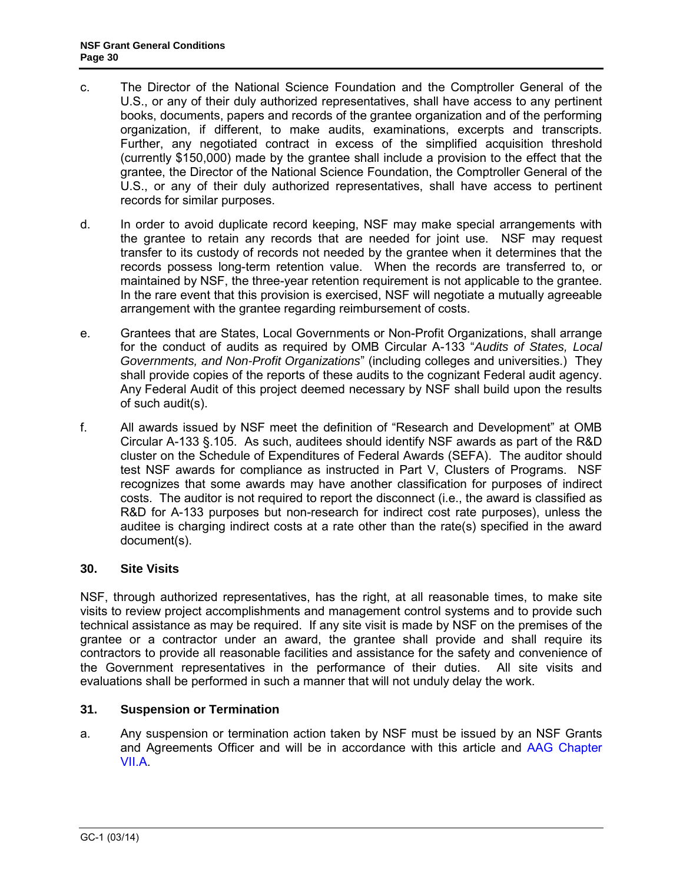c. The Director of the National Science Foundation and the Comptroller General of the U.S., or any of their duly authorized representatives, shall have access to any pertinent books, documents, papers and records of the grantee organization and of the performing organization, if different, to make audits, examinations, excerpts and transcripts. Further, any negotiated contract in excess of the simplified acquisition threshold (currently $150,000) made by the grantee shall include a provision to the effect that the grantee, the Director of the National Science Foundation, the Comptroller General of the U.S., or any of their duly authorized representatives, shall have access to pertinent records for similar purposes.

d. In order to avoid duplicate record keeping, NSF may make special arrangements with the grantee to retain any records that are needed for joint use. NSF may request transfer to its custody of records not needed by the grantee when it determines that the records possess long-term retention value. When the records are transferred to, or maintained by NSF, the three-year retention requirement is not applicable to the grantee. In the rare event that this provision is exercised, NSF will negotiate a mutually agreeable arrangement with the grantee regarding reimbursement of costs.

e. Grantees that are States, Local Governments or Non-Profit Organizations, shall arrange for the conduct of audits as required by OMB Circular A-133 "*Audits of States, Local Governments, and Non-Profit Organizations*" (including colleges and universities.) They shall provide copies of the reports of these audits to the cognizant Federal audit agency. Any Federal Audit of this project deemed necessary by NSF shall build upon the results of such audit(s).

f. All awards issued by NSF meet the definition of "Research and Development" at OMB Circular A-133 §.105. As such, auditees should identify NSF awards as part of the R&D cluster on the Schedule of Expenditures of Federal Awards (SEFA). The auditor should test NSF awards for compliance as instructed in Part V, Clusters of Programs. NSF recognizes that some awards may have another classification for purposes of indirect costs. The auditor is not required to report the disconnect (i.e., the award is classified as R&D for A-133 purposes but non-research for indirect cost rate purposes), unless the auditee is charging indirect costs at a rate other than the rate(s) specified in the award document(s).

### 30. Site Visits

NSF, through authorized representatives, has the right, at all reasonable times, to make site visits to review project accomplishments and management control systems and to provide such technical assistance as may be required. If any site visit is made by NSF on the premises of the grantee or a contractor under an award, the grantee shall provide and shall require its contractors to provide all reasonable facilities and assistance for the safety and convenience of the Government representatives in the performance of their duties. All site visits and evaluations shall be performed in such a manner that will not unduly delay the work.

### 31. Suspension or Termination

a. Any suspension or termination action taken by NSF must be issued by an NSF Grants and Agreements Officer and will be in accordance with this article and AAG Chapter VII.A.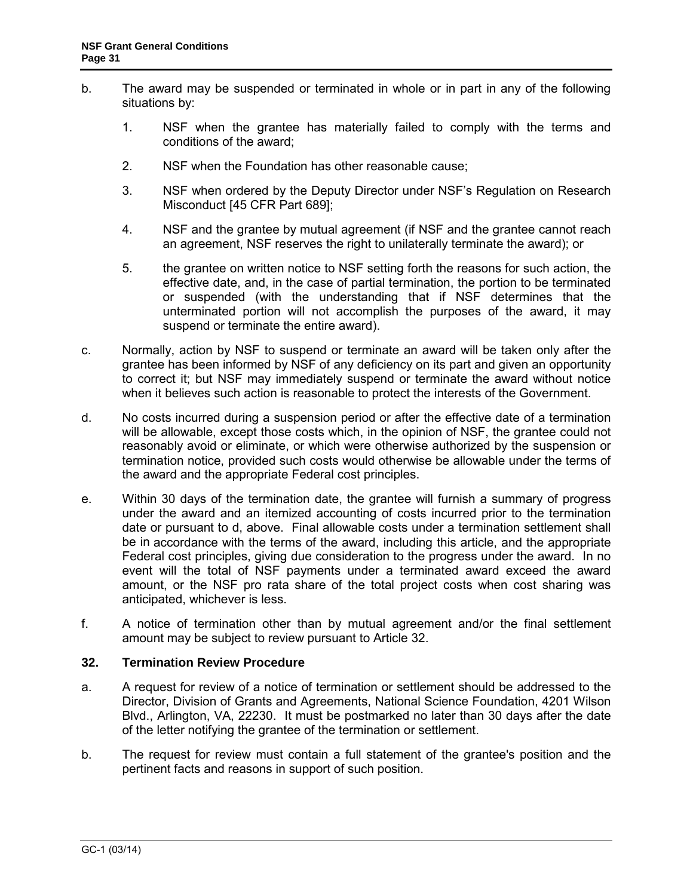b. The award may be suspended or terminated in whole or in part in any of the following situations by:

   1. NSF when the grantee has materially failed to comply with the terms and conditions of the award;

   2. NSF when the Foundation has other reasonable cause;

   3. NSF when ordered by the Deputy Director under NSF's Regulation on Research Misconduct [45 CFR Part 689];

   4. NSF and the grantee by mutual agreement (if NSF and the grantee cannot reach an agreement, NSF reserves the right to unilaterally terminate the award); or

   5. the grantee on written notice to NSF setting forth the reasons for such action, the effective date, and, in the case of partial termination, the portion to be terminated or suspended (with the understanding that if NSF determines that the unterminated portion will not accomplish the purposes of the award, it may suspend or terminate the entire award).

c. Normally, action by NSF to suspend or terminate an award will be taken only after the grantee has been informed by NSF of any deficiency on its part and given an opportunity to correct it; but NSF may immediately suspend or terminate the award without notice when it believes such action is reasonable to protect the interests of the Government.

d. No costs incurred during a suspension period or after the effective date of a termination will be allowable, except those costs which, in the opinion of NSF, the grantee could not reasonably avoid or eliminate, or which were otherwise authorized by the suspension or termination notice, provided such costs would otherwise be allowable under the terms of the award and the appropriate Federal cost principles.

e. Within 30 days of the termination date, the grantee will furnish a summary of progress under the award and an itemized accounting of costs incurred prior to the termination date or pursuant to d, above. Final allowable costs under a termination settlement shall be in accordance with the terms of the award, including this article, and the appropriate Federal cost principles, giving due consideration to the progress under the award. In no event will the total of NSF payments under a terminated award exceed the award amount, or the NSF pro rata share of the total project costs when cost sharing was anticipated, whichever is less.

f. A notice of termination other than by mutual agreement and/or the final settlement amount may be subject to review pursuant to Article 32.

### 32. Termination Review Procedure

a. A request for review of a notice of termination or settlement should be addressed to the Director, Division of Grants and Agreements, National Science Foundation, 4201 Wilson Blvd., Arlington, VA, 22230. It must be postmarked no later than 30 days after the date of the letter notifying the grantee of the termination or settlement.

b. The request for review must contain a full statement of the grantee's position and the pertinent facts and reasons in support of such position.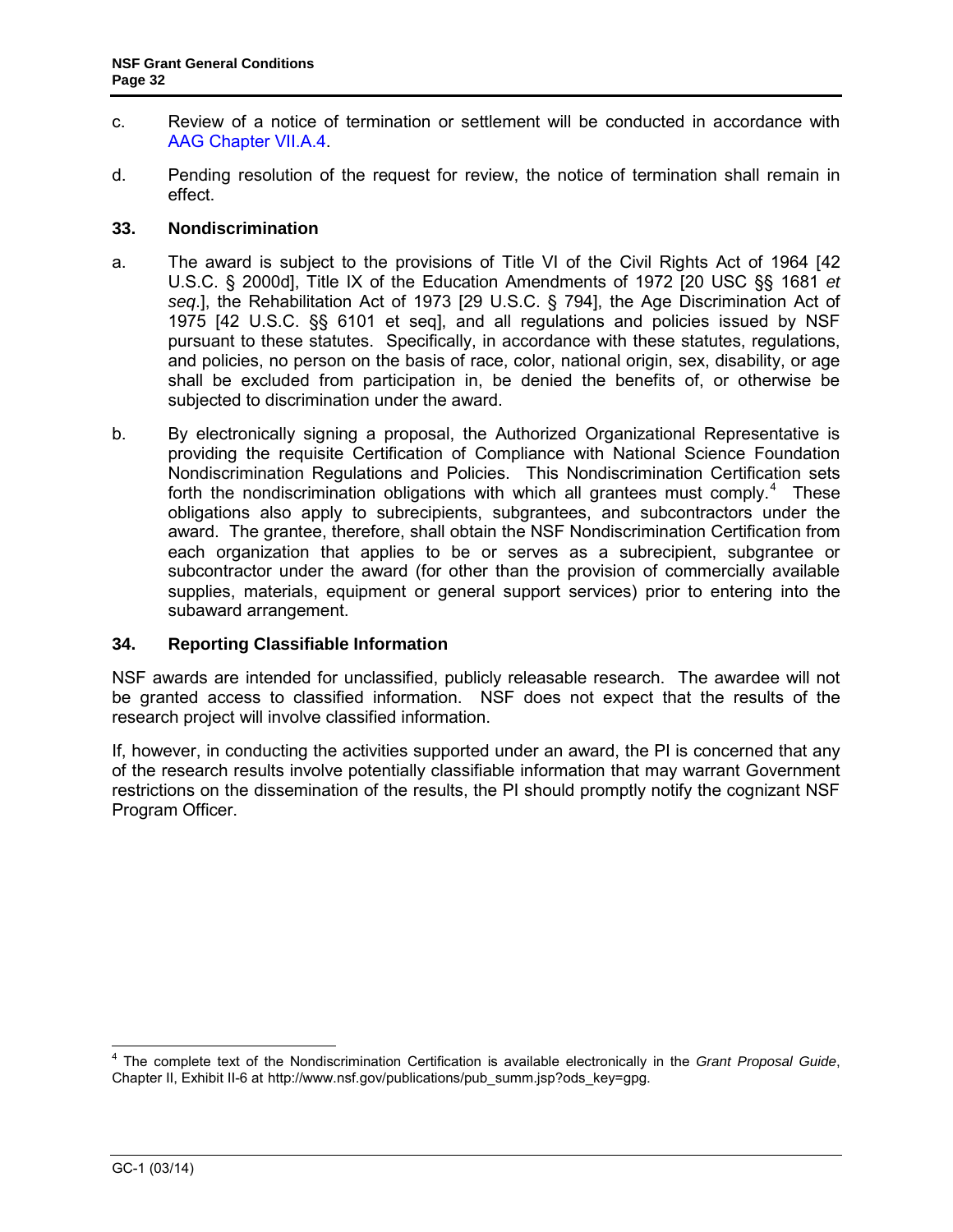c. Review of a notice of termination or settlement will be conducted in accordance with AAG Chapter VII.A.4.

d. Pending resolution of the request for review, the notice of termination shall remain in effect.

### 33. Nondiscrimination

a. The award is subject to the provisions of Title VI of the Civil Rights Act of 1964 [42 U.S.C. § 2000d], Title IX of the Education Amendments of 1972 [20 USC §§ 1681 *et seq*.], the Rehabilitation Act of 1973 [29 U.S.C. § 794], the Age Discrimination Act of 1975 [42 U.S.C. §§ 6101 et seq], and all regulations and policies issued by NSF pursuant to these statutes. Specifically, in accordance with these statutes, regulations, and policies, no person on the basis of race, color, national origin, sex, disability, or age shall be excluded from participation in, be denied the benefits of, or otherwise be subjected to discrimination under the award.

b. By electronically signing a proposal, the Authorized Organizational Representative is providing the requisite Certification of Compliance with National Science Foundation Nondiscrimination Regulations and Policies. This Nondiscrimination Certification sets forth the nondiscrimination obligations with which all grantees must comply.[4] These obligations also apply to subrecipients, subgrantees, and subcontractors under the award. The grantee, therefore, shall obtain the NSF Nondiscrimination Certification from each organization that applies to be or serves as a subrecipient, subgrantee or subcontractor under the award (for other than the provision of commercially available supplies, materials, equipment or general support services) prior to entering into the subaward arrangement.

### 34. Reporting Classifiable Information

NSF awards are intended for unclassified, publicly releasable research. The awardee will not be granted access to classified information. NSF does not expect that the results of the research project will involve classified information.

If, however, in conducting the activities supported under an award, the PI is concerned that any of the research results involve potentially classifiable information that may warrant Government restrictions on the dissemination of the results, the PI should promptly notify the cognizant NSF Program Officer.

---

[4] The complete text of the Nondiscrimination Certification is available electronically in the *Grant Proposal Guide*, Chapter II, Exhibit II-6 at http://www.nsf.gov/publications/pub_summ.jsp?ods_key=gpg.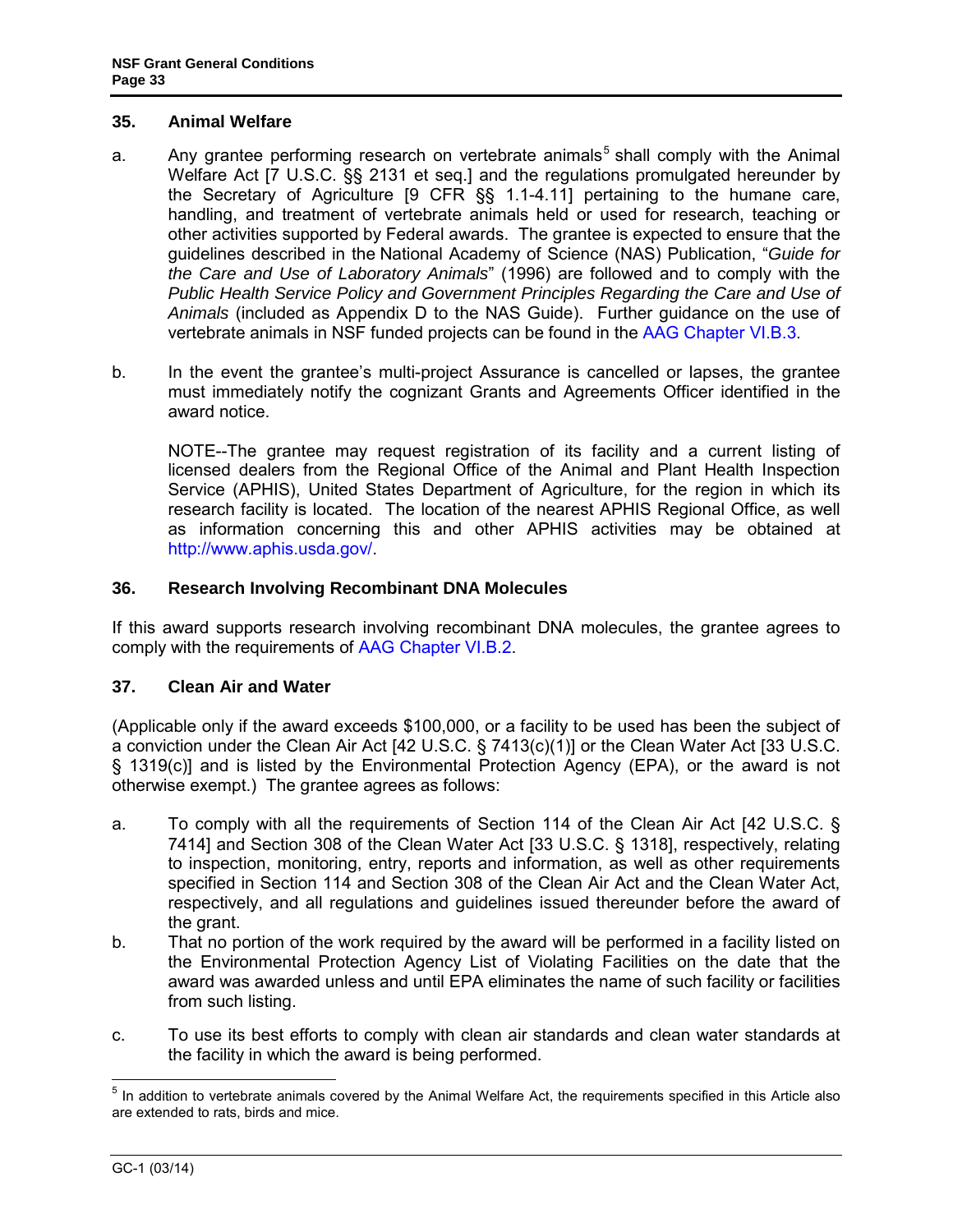### 35. Animal Welfare

a. Any grantee performing research on vertebrate animals[5] shall comply with the Animal Welfare Act [7 U.S.C. §§ 2131 et seq.] and the regulations promulgated hereunder by the Secretary of Agriculture [9 CFR §§ 1.1-4.11] pertaining to the humane care, handling, and treatment of vertebrate animals held or used for research, teaching or other activities supported by Federal awards. The grantee is expected to ensure that the guidelines described in the National Academy of Science (NAS) Publication, "*Guide for the Care and Use of Laboratory Animals*" (1996) are followed and to comply with the *Public Health Service Policy and Government Principles Regarding the Care and Use of Animals* (included as Appendix D to the NAS Guide). Further guidance on the use of vertebrate animals in NSF funded projects can be found in the AAG Chapter VI.B.3.

b. In the event the grantee's multi-project Assurance is cancelled or lapses, the grantee must immediately notify the cognizant Grants and Agreements Officer identified in the award notice.

NOTE--The grantee may request registration of its facility and a current listing of licensed dealers from the Regional Office of the Animal and Plant Health Inspection Service (APHIS), United States Department of Agriculture, for the region in which its research facility is located. The location of the nearest APHIS Regional Office, as well as information concerning this and other APHIS activities may be obtained at http://www.aphis.usda.gov/.

### 36. Research Involving Recombinant DNA Molecules

If this award supports research involving recombinant DNA molecules, the grantee agrees to comply with the requirements of AAG Chapter VI.B.2.

### 37. Clean Air and Water

(Applicable only if the award exceeds $100,000, or a facility to be used has been the subject of a conviction under the Clean Air Act [42 U.S.C. § 7413(c)(1)] or the Clean Water Act [33 U.S.C. § 1319(c)] and is listed by the Environmental Protection Agency (EPA), or the award is not otherwise exempt.) The grantee agrees as follows:

a. To comply with all the requirements of Section 114 of the Clean Air Act [42 U.S.C. § 7414] and Section 308 of the Clean Water Act [33 U.S.C. § 1318], respectively, relating to inspection, monitoring, entry, reports and information, as well as other requirements specified in Section 114 and Section 308 of the Clean Air Act and the Clean Water Act, respectively, and all regulations and guidelines issued thereunder before the award of the grant.

b. That no portion of the work required by the award will be performed in a facility listed on the Environmental Protection Agency List of Violating Facilities on the date that the award was awarded unless and until EPA eliminates the name of such facility or facilities from such listing.

c. To use its best efforts to comply with clean air standards and clean water standards at the facility in which the award is being performed.

---

[5] In addition to vertebrate animals covered by the Animal Welfare Act, the requirements specified in this Article also are extended to rats, birds and mice.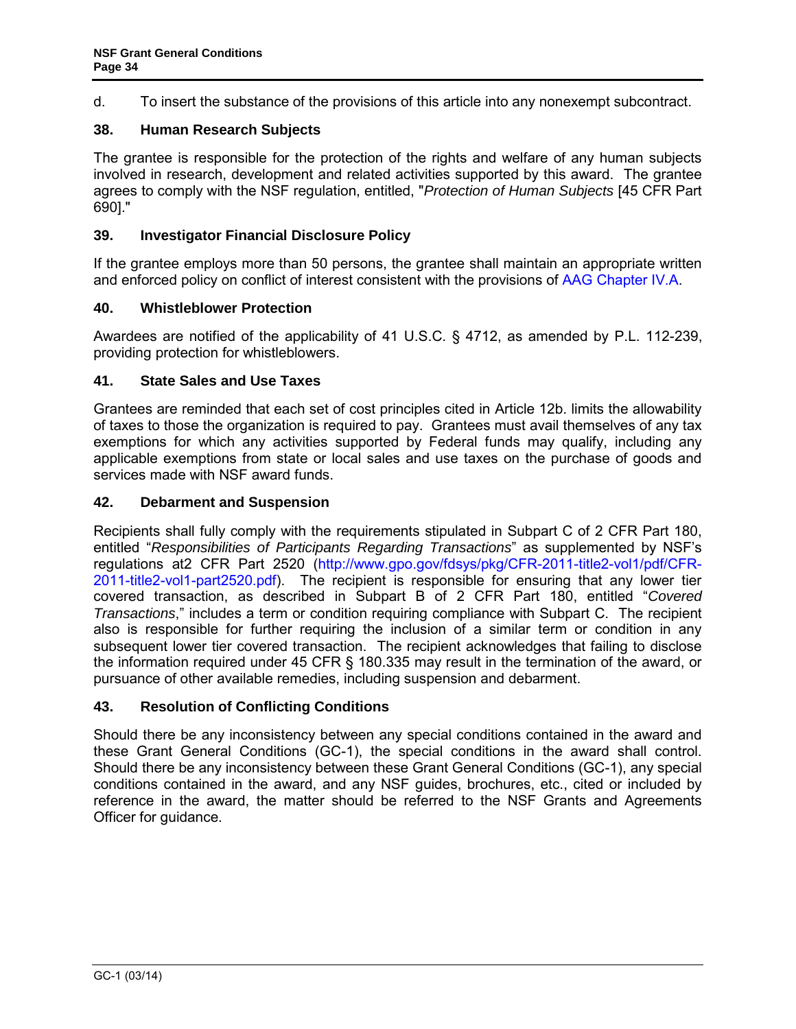d. To insert the substance of the provisions of this article into any nonexempt subcontract.

### 38. Human Research Subjects

The grantee is responsible for the protection of the rights and welfare of any human subjects involved in research, development and related activities supported by this award. The grantee agrees to comply with the NSF regulation, entitled, "*Protection of Human Subjects* [45 CFR Part 690]."

### 39. Investigator Financial Disclosure Policy

If the grantee employs more than 50 persons, the grantee shall maintain an appropriate written and enforced policy on conflict of interest consistent with the provisions of AAG Chapter IV.A.

### 40. Whistleblower Protection

Awardees are notified of the applicability of 41 U.S.C. § 4712, as amended by P.L. 112-239, providing protection for whistleblowers.

### 41. State Sales and Use Taxes

Grantees are reminded that each set of cost principles cited in Article 12b. limits the allowability of taxes to those the organization is required to pay. Grantees must avail themselves of any tax exemptions for which any activities supported by Federal funds may qualify, including any applicable exemptions from state or local sales and use taxes on the purchase of goods and services made with NSF award funds.

### 42. Debarment and Suspension

Recipients shall fully comply with the requirements stipulated in Subpart C of 2 CFR Part 180, entitled "*Responsibilities of Participants Regarding Transactions*" as supplemented by NSF's regulations at2 CFR Part 2520 (http://www.gpo.gov/fdsys/pkg/CFR-2011-title2-vol1/pdf/CFR-2011-title2-vol1-part2520.pdf). The recipient is responsible for ensuring that any lower tier covered transaction, as described in Subpart B of 2 CFR Part 180, entitled "*Covered Transactions*," includes a term or condition requiring compliance with Subpart C. The recipient also is responsible for further requiring the inclusion of a similar term or condition in any subsequent lower tier covered transaction. The recipient acknowledges that failing to disclose the information required under 45 CFR § 180.335 may result in the termination of the award, or pursuance of other available remedies, including suspension and debarment.

### 43. Resolution of Conflicting Conditions

Should there be any inconsistency between any special conditions contained in the award and these Grant General Conditions (GC-1), the special conditions in the award shall control. Should there be any inconsistency between these Grant General Conditions (GC-1), any special conditions contained in the award, and any NSF guides, brochures, etc., cited or included by reference in the award, the matter should be referred to the NSF Grants and Agreements Officer for guidance.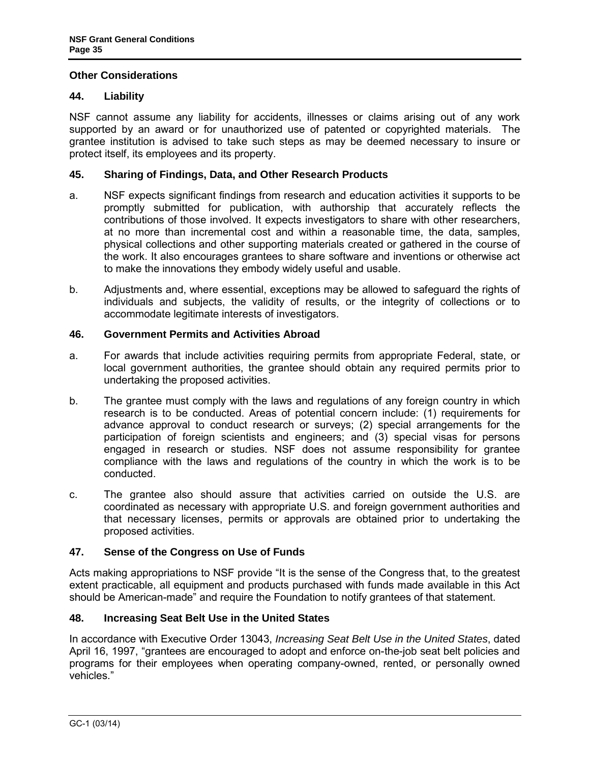## Other Considerations

### 44. Liability

NSF cannot assume any liability for accidents, illnesses or claims arising out of any work supported by an award or for unauthorized use of patented or copyrighted materials. The grantee institution is advised to take such steps as may be deemed necessary to insure or protect itself, its employees and its property.

### 45. Sharing of Findings, Data, and Other Research Products

a. NSF expects significant findings from research and education activities it supports to be promptly submitted for publication, with authorship that accurately reflects the contributions of those involved. It expects investigators to share with other researchers, at no more than incremental cost and within a reasonable time, the data, samples, physical collections and other supporting materials created or gathered in the course of the work. It also encourages grantees to share software and inventions or otherwise act to make the innovations they embody widely useful and usable.

b. Adjustments and, where essential, exceptions may be allowed to safeguard the rights of individuals and subjects, the validity of results, or the integrity of collections or to accommodate legitimate interests of investigators.

### 46. Government Permits and Activities Abroad

a. For awards that include activities requiring permits from appropriate Federal, state, or local government authorities, the grantee should obtain any required permits prior to undertaking the proposed activities.

b. The grantee must comply with the laws and regulations of any foreign country in which research is to be conducted. Areas of potential concern include: (1) requirements for advance approval to conduct research or surveys; (2) special arrangements for the participation of foreign scientists and engineers; and (3) special visas for persons engaged in research or studies. NSF does not assume responsibility for grantee compliance with the laws and regulations of the country in which the work is to be conducted.

c. The grantee also should assure that activities carried on outside the U.S. are coordinated as necessary with appropriate U.S. and foreign government authorities and that necessary licenses, permits or approvals are obtained prior to undertaking the proposed activities.

### 47. Sense of the Congress on Use of Funds

Acts making appropriations to NSF provide "It is the sense of the Congress that, to the greatest extent practicable, all equipment and products purchased with funds made available in this Act should be American-made" and require the Foundation to notify grantees of that statement.

### 48. Increasing Seat Belt Use in the United States

In accordance with Executive Order 13043, *Increasing Seat Belt Use in the United States*, dated April 16, 1997, "grantees are encouraged to adopt and enforce on-the-job seat belt policies and programs for their employees when operating company-owned, rented, or personally owned vehicles."